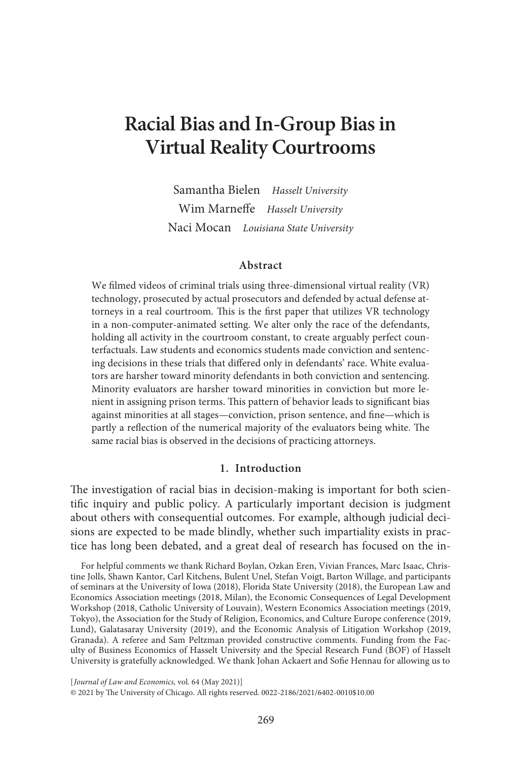# Racial Bias and In-Group Bias in Virtual Reality Courtrooms

Samantha Bielen *Hasselt University*
Wim Marneffe *Hasselt University*
Naci Mocan *Louisiana State University*

## Abstract

We filmed videos of criminal trials using three-dimensional virtual reality (VR) technology, prosecuted by actual prosecutors and defended by actual defense attorneys in a real courtroom. This is the first paper that utilizes VR technology in a non-computer-animated setting. We alter only the race of the defendants, holding all activity in the courtroom constant, to create arguably perfect counterfactuals. Law students and economics students made conviction and sentencing decisions in these trials that differed only in defendants' race. White evaluators are harsher toward minority defendants in both conviction and sentencing. Minority evaluators are harsher toward minorities in conviction but more lenient in assigning prison terms. This pattern of behavior leads to significant bias against minorities at all stages—conviction, prison sentence, and fine—which is partly a reflection of the numerical majority of the evaluators being white. The same racial bias is observed in the decisions of practicing attorneys.

## 1. Introduction

The investigation of racial bias in decision-making is important for both scientific inquiry and public policy. A particularly important decision is judgment about others with consequential outcomes. For example, although judicial decisions are expected to be made blindly, whether such impartiality exists in practice has long been debated, and a great deal of research has focused on the in-

For helpful comments we thank Richard Boylan, Ozkan Eren, Vivian Frances, Marc Isaac, Christine Jolls, Shawn Kantor, Carl Kitchens, Bulent Unel, Stefan Voigt, Barton Willage, and participants of seminars at the University of Iowa (2018), Florida State University (2018), the European Law and Economics Association meetings (2018, Milan), the Economic Consequences of Legal Development Workshop (2018, Catholic University of Louvain), Western Economics Association meetings (2019, Tokyo), the Association for the Study of Religion, Economics, and Culture Europe conference (2019, Lund), Galatasaray University (2019), and the Economic Analysis of Litigation Workshop (2019, Granada). A referee and Sam Peltzman provided constructive comments. Funding from the Faculty of Business Economics of Hasselt University and the Special Research Fund (BOF) of Hasselt University is gratefully acknowledged. We thank Johan Ackaert and Sofie Hennau for allowing us to

[*Journal of Law and Economics*, vol. 64 (May 2021)]
© 2021 by The University of Chicago. All rights reserved. 0022-2186/2021/6402-0010$10.00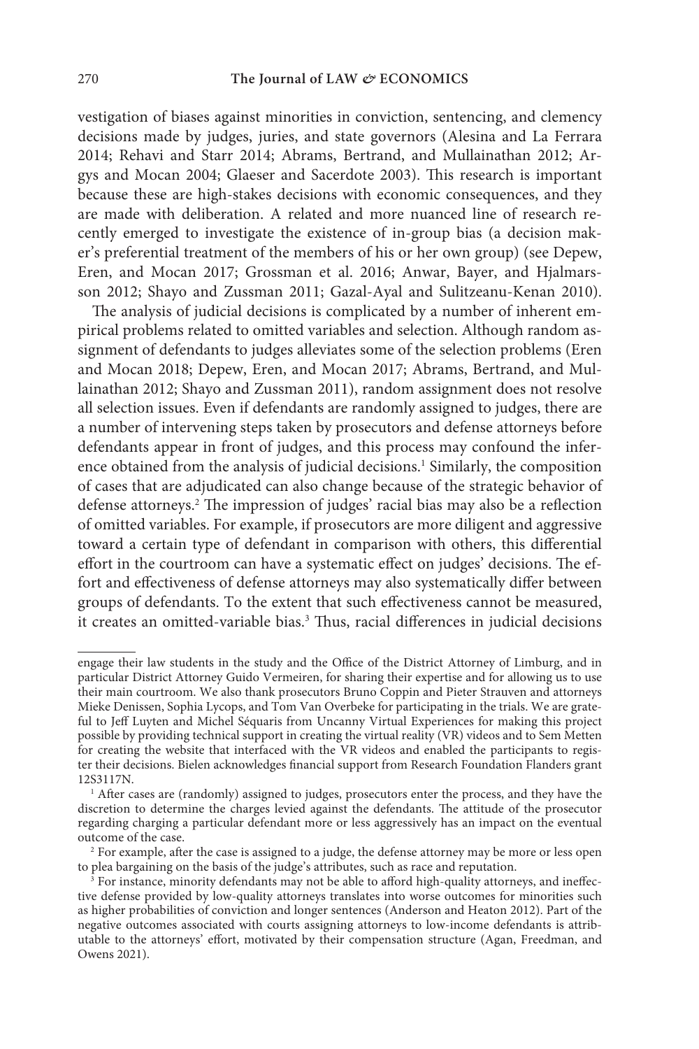vestigation of biases against minorities in conviction, sentencing, and clemency decisions made by judges, juries, and state governors (Alesina and La Ferrara 2014; Rehavi and Starr 2014; Abrams, Bertrand, and Mullainathan 2012; Argys and Mocan 2004; Glaeser and Sacerdote 2003). This research is important because these are high-stakes decisions with economic consequences, and they are made with deliberation. A related and more nuanced line of research recently emerged to investigate the existence of in-group bias (a decision maker's preferential treatment of the members of his or her own group) (see Depew, Eren, and Mocan 2017; Grossman et al. 2016; Anwar, Bayer, and Hjalmarsson 2012; Shayo and Zussman 2011; Gazal-Ayal and Sulitzeanu-Kenan 2010).

The analysis of judicial decisions is complicated by a number of inherent empirical problems related to omitted variables and selection. Although random assignment of defendants to judges alleviates some of the selection problems (Eren and Mocan 2018; Depew, Eren, and Mocan 2017; Abrams, Bertrand, and Mullainathan 2012; Shayo and Zussman 2011), random assignment does not resolve all selection issues. Even if defendants are randomly assigned to judges, there are a number of intervening steps taken by prosecutors and defense attorneys before defendants appear in front of judges, and this process may confound the inference obtained from the analysis of judicial decisions.[1] Similarly, the composition of cases that are adjudicated can also change because of the strategic behavior of defense attorneys.[2] The impression of judges' racial bias may also be a reflection of omitted variables. For example, if prosecutors are more diligent and aggressive toward a certain type of defendant in comparison with others, this differential effort in the courtroom can have a systematic effect on judges' decisions. The effort and effectiveness of defense attorneys may also systematically differ between groups of defendants. To the extent that such effectiveness cannot be measured, it creates an omitted-variable bias.[3] Thus, racial differences in judicial decisions

---

engage their law students in the study and the Office of the District Attorney of Limburg, and in particular District Attorney Guido Vermeiren, for sharing their expertise and for allowing us to use their main courtroom. We also thank prosecutors Bruno Coppin and Pieter Strauven and attorneys Mieke Denissen, Sophia Lycops, and Tom Van Overbeke for participating in the trials. We are grateful to Jeff Luyten and Michel Séquaris from Uncanny Virtual Experiences for making this project possible by providing technical support in creating the virtual reality (VR) videos and to Sem Metten for creating the website that interfaced with the VR videos and enabled the participants to register their decisions. Bielen acknowledges financial support from Research Foundation Flanders grant 12S3117N.

[1] After cases are (randomly) assigned to judges, prosecutors enter the process, and they have the discretion to determine the charges levied against the defendants. The attitude of the prosecutor regarding charging a particular defendant more or less aggressively has an impact on the eventual outcome of the case.

[2] For example, after the case is assigned to a judge, the defense attorney may be more or less open to plea bargaining on the basis of the judge's attributes, such as race and reputation.

[3] For instance, minority defendants may not be able to afford high-quality attorneys, and ineffective defense provided by low-quality attorneys translates into worse outcomes for minorities such as higher probabilities of conviction and longer sentences (Anderson and Heaton 2012). Part of the negative outcomes associated with courts assigning attorneys to low-income defendants is attributable to the attorneys' effort, motivated by their compensation structure (Agan, Freedman, and Owens 2021).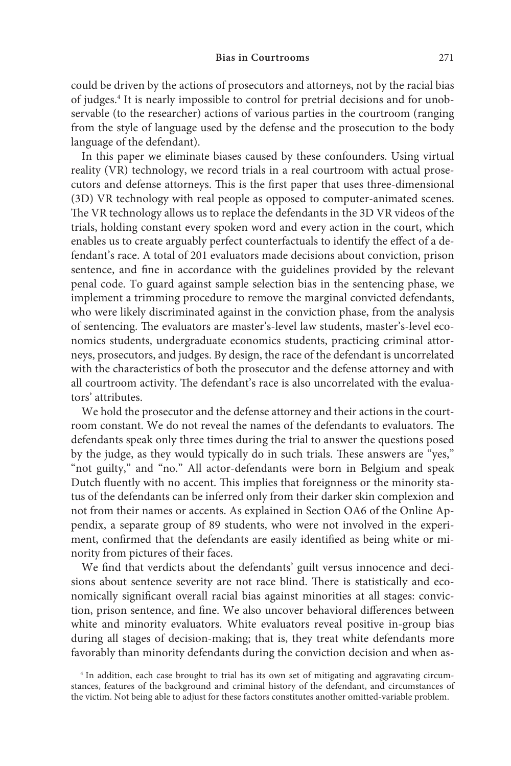could be driven by the actions of prosecutors and attorneys, not by the racial bias of judges.[4] It is nearly impossible to control for pretrial decisions and for unobservable (to the researcher) actions of various parties in the courtroom (ranging from the style of language used by the defense and the prosecution to the body language of the defendant).

In this paper we eliminate biases caused by these confounders. Using virtual reality (VR) technology, we record trials in a real courtroom with actual prosecutors and defense attorneys. This is the first paper that uses three-dimensional (3D) VR technology with real people as opposed to computer-animated scenes. The VR technology allows us to replace the defendants in the 3D VR videos of the trials, holding constant every spoken word and every action in the court, which enables us to create arguably perfect counterfactuals to identify the effect of a defendant's race. A total of 201 evaluators made decisions about conviction, prison sentence, and fine in accordance with the guidelines provided by the relevant penal code. To guard against sample selection bias in the sentencing phase, we implement a trimming procedure to remove the marginal convicted defendants, who were likely discriminated against in the conviction phase, from the analysis of sentencing. The evaluators are master's-level law students, master's-level economics students, undergraduate economics students, practicing criminal attorneys, prosecutors, and judges. By design, the race of the defendant is uncorrelated with the characteristics of both the prosecutor and the defense attorney and with all courtroom activity. The defendant's race is also uncorrelated with the evaluators' attributes.

We hold the prosecutor and the defense attorney and their actions in the courtroom constant. We do not reveal the names of the defendants to evaluators. The defendants speak only three times during the trial to answer the questions posed by the judge, as they would typically do in such trials. These answers are "yes," "not guilty," and "no." All actor-defendants were born in Belgium and speak Dutch fluently with no accent. This implies that foreignness or the minority status of the defendants can be inferred only from their darker skin complexion and not from their names or accents. As explained in Section OA6 of the Online Appendix, a separate group of 89 students, who were not involved in the experiment, confirmed that the defendants are easily identified as being white or minority from pictures of their faces.

We find that verdicts about the defendants' guilt versus innocence and decisions about sentence severity are not race blind. There is statistically and economically significant overall racial bias against minorities at all stages: conviction, prison sentence, and fine. We also uncover behavioral differences between white and minority evaluators. White evaluators reveal positive in-group bias during all stages of decision-making; that is, they treat white defendants more favorably than minority defendants during the conviction decision and when as-

[4] In addition, each case brought to trial has its own set of mitigating and aggravating circumstances, features of the background and criminal history of the defendant, and circumstances of the victim. Not being able to adjust for these factors constitutes another omitted-variable problem.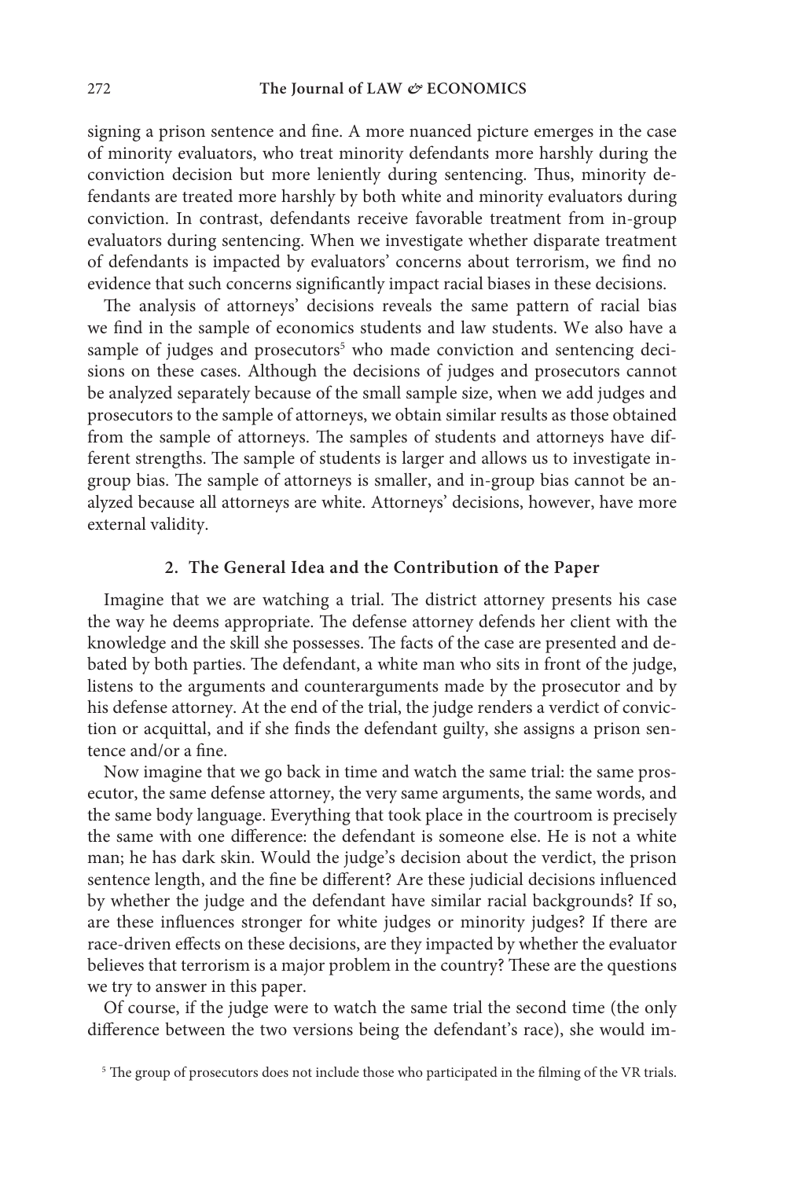signing a prison sentence and fine. A more nuanced picture emerges in the case of minority evaluators, who treat minority defendants more harshly during the conviction decision but more leniently during sentencing. Thus, minority defendants are treated more harshly by both white and minority evaluators during conviction. In contrast, defendants receive favorable treatment from in-group evaluators during sentencing. When we investigate whether disparate treatment of defendants is impacted by evaluators' concerns about terrorism, we find no evidence that such concerns significantly impact racial biases in these decisions.

The analysis of attorneys' decisions reveals the same pattern of racial bias we find in the sample of economics students and law students. We also have a sample of judges and prosecutors[5] who made conviction and sentencing decisions on these cases. Although the decisions of judges and prosecutors cannot be analyzed separately because of the small sample size, when we add judges and prosecutors to the sample of attorneys, we obtain similar results as those obtained from the sample of attorneys. The samples of students and attorneys have different strengths. The sample of students is larger and allows us to investigate in-group bias. The sample of attorneys is smaller, and in-group bias cannot be analyzed because all attorneys are white. Attorneys' decisions, however, have more external validity.

## 2. The General Idea and the Contribution of the Paper

Imagine that we are watching a trial. The district attorney presents his case the way he deems appropriate. The defense attorney defends her client with the knowledge and the skill she possesses. The facts of the case are presented and debated by both parties. The defendant, a white man who sits in front of the judge, listens to the arguments and counterarguments made by the prosecutor and by his defense attorney. At the end of the trial, the judge renders a verdict of conviction or acquittal, and if she finds the defendant guilty, she assigns a prison sentence and/or a fine.

Now imagine that we go back in time and watch the same trial: the same prosecutor, the same defense attorney, the very same arguments, the same words, and the same body language. Everything that took place in the courtroom is precisely the same with one difference: the defendant is someone else. He is not a white man; he has dark skin. Would the judge's decision about the verdict, the prison sentence length, and the fine be different? Are these judicial decisions influenced by whether the judge and the defendant have similar racial backgrounds? If so, are these influences stronger for white judges or minority judges? If there are race-driven effects on these decisions, are they impacted by whether the evaluator believes that terrorism is a major problem in the country? These are the questions we try to answer in this paper.

Of course, if the judge were to watch the same trial the second time (the only difference between the two versions being the defendant's race), she would im-

[5] The group of prosecutors does not include those who participated in the filming of the VR trials.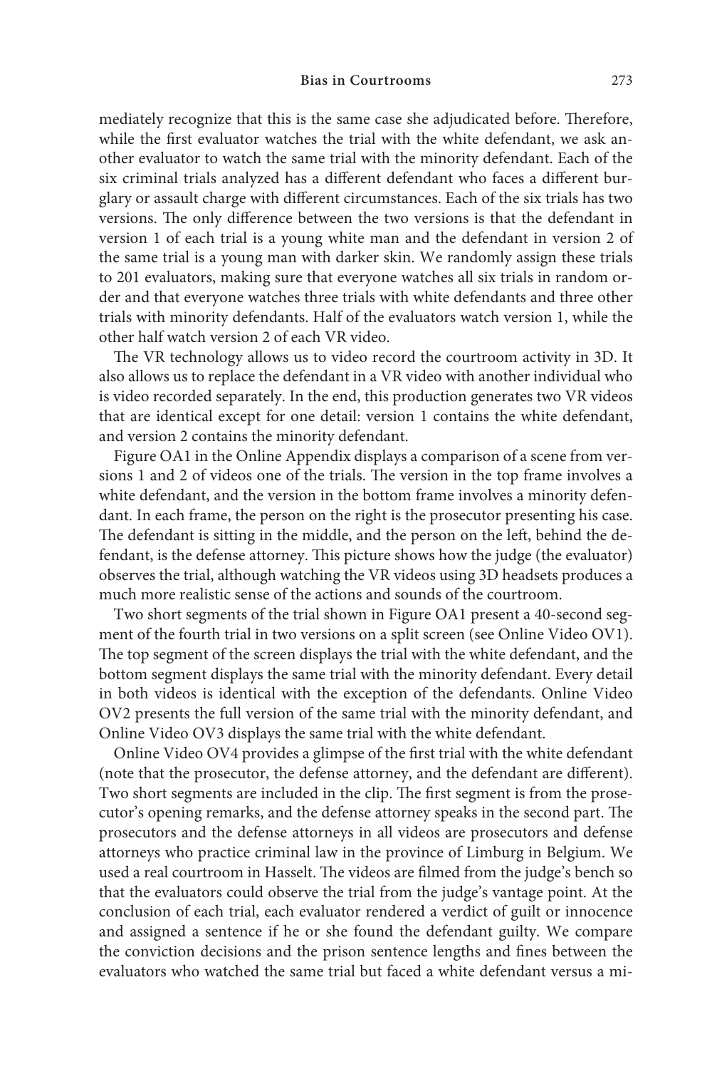mediately recognize that this is the same case she adjudicated before. Therefore, while the first evaluator watches the trial with the white defendant, we ask another evaluator to watch the same trial with the minority defendant. Each of the six criminal trials analyzed has a different defendant who faces a different burglary or assault charge with different circumstances. Each of the six trials has two versions. The only difference between the two versions is that the defendant in version 1 of each trial is a young white man and the defendant in version 2 of the same trial is a young man with darker skin. We randomly assign these trials to 201 evaluators, making sure that everyone watches all six trials in random order and that everyone watches three trials with white defendants and three other trials with minority defendants. Half of the evaluators watch version 1, while the other half watch version 2 of each VR video.

The VR technology allows us to video record the courtroom activity in 3D. It also allows us to replace the defendant in a VR video with another individual who is video recorded separately. In the end, this production generates two VR videos that are identical except for one detail: version 1 contains the white defendant, and version 2 contains the minority defendant.

Figure OA1 in the Online Appendix displays a comparison of a scene from versions 1 and 2 of videos one of the trials. The version in the top frame involves a white defendant, and the version in the bottom frame involves a minority defendant. In each frame, the person on the right is the prosecutor presenting his case. The defendant is sitting in the middle, and the person on the left, behind the defendant, is the defense attorney. This picture shows how the judge (the evaluator) observes the trial, although watching the VR videos using 3D headsets produces a much more realistic sense of the actions and sounds of the courtroom.

Two short segments of the trial shown in Figure OA1 present a 40-second segment of the fourth trial in two versions on a split screen (see Online Video OV1). The top segment of the screen displays the trial with the white defendant, and the bottom segment displays the same trial with the minority defendant. Every detail in both videos is identical with the exception of the defendants. Online Video OV2 presents the full version of the same trial with the minority defendant, and Online Video OV3 displays the same trial with the white defendant.

Online Video OV4 provides a glimpse of the first trial with the white defendant (note that the prosecutor, the defense attorney, and the defendant are different). Two short segments are included in the clip. The first segment is from the prosecutor's opening remarks, and the defense attorney speaks in the second part. The prosecutors and the defense attorneys in all videos are prosecutors and defense attorneys who practice criminal law in the province of Limburg in Belgium. We used a real courtroom in Hasselt. The videos are filmed from the judge's bench so that the evaluators could observe the trial from the judge's vantage point. At the conclusion of each trial, each evaluator rendered a verdict of guilt or innocence and assigned a sentence if he or she found the defendant guilty. We compare the conviction decisions and the prison sentence lengths and fines between the evaluators who watched the same trial but faced a white defendant versus a mi-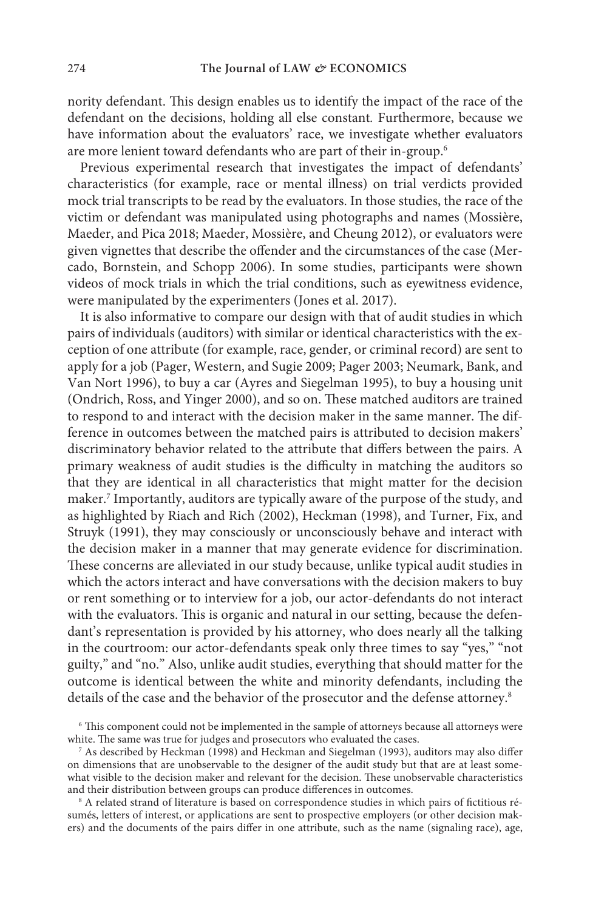nority defendant. This design enables us to identify the impact of the race of the defendant on the decisions, holding all else constant. Furthermore, because we have information about the evaluators' race, we investigate whether evaluators are more lenient toward defendants who are part of their in-group.[6]

Previous experimental research that investigates the impact of defendants' characteristics (for example, race or mental illness) on trial verdicts provided mock trial transcripts to be read by the evaluators. In those studies, the race of the victim or defendant was manipulated using photographs and names (Mossière, Maeder, and Pica 2018; Maeder, Mossière, and Cheung 2012), or evaluators were given vignettes that describe the offender and the circumstances of the case (Mercado, Bornstein, and Schopp 2006). In some studies, participants were shown videos of mock trials in which the trial conditions, such as eyewitness evidence, were manipulated by the experimenters (Jones et al. 2017).

It is also informative to compare our design with that of audit studies in which pairs of individuals (auditors) with similar or identical characteristics with the exception of one attribute (for example, race, gender, or criminal record) are sent to apply for a job (Pager, Western, and Sugie 2009; Pager 2003; Neumark, Bank, and Van Nort 1996), to buy a car (Ayres and Siegelman 1995), to buy a housing unit (Ondrich, Ross, and Yinger 2000), and so on. These matched auditors are trained to respond to and interact with the decision maker in the same manner. The difference in outcomes between the matched pairs is attributed to decision makers' discriminatory behavior related to the attribute that differs between the pairs. A primary weakness of audit studies is the difficulty in matching the auditors so that they are identical in all characteristics that might matter for the decision maker.[7] Importantly, auditors are typically aware of the purpose of the study, and as highlighted by Riach and Rich (2002), Heckman (1998), and Turner, Fix, and Struyk (1991), they may consciously or unconsciously behave and interact with the decision maker in a manner that may generate evidence for discrimination. These concerns are alleviated in our study because, unlike typical audit studies in which the actors interact and have conversations with the decision makers to buy or rent something or to interview for a job, our actor-defendants do not interact with the evaluators. This is organic and natural in our setting, because the defendant's representation is provided by his attorney, who does nearly all the talking in the courtroom: our actor-defendants speak only three times to say "yes," "not guilty," and "no." Also, unlike audit studies, everything that should matter for the outcome is identical between the white and minority defendants, including the details of the case and the behavior of the prosecutor and the defense attorney.[8]

[6] This component could not be implemented in the sample of attorneys because all attorneys were white. The same was true for judges and prosecutors who evaluated the cases.

[7] As described by Heckman (1998) and Heckman and Siegelman (1993), auditors may also differ on dimensions that are unobservable to the designer of the audit study but that are at least somewhat visible to the decision maker and relevant for the decision. These unobservable characteristics and their distribution between groups can produce differences in outcomes.

[8] A related strand of literature is based on correspondence studies in which pairs of fictitious résumés, letters of interest, or applications are sent to prospective employers (or other decision makers) and the documents of the pairs differ in one attribute, such as the name (signaling race), age,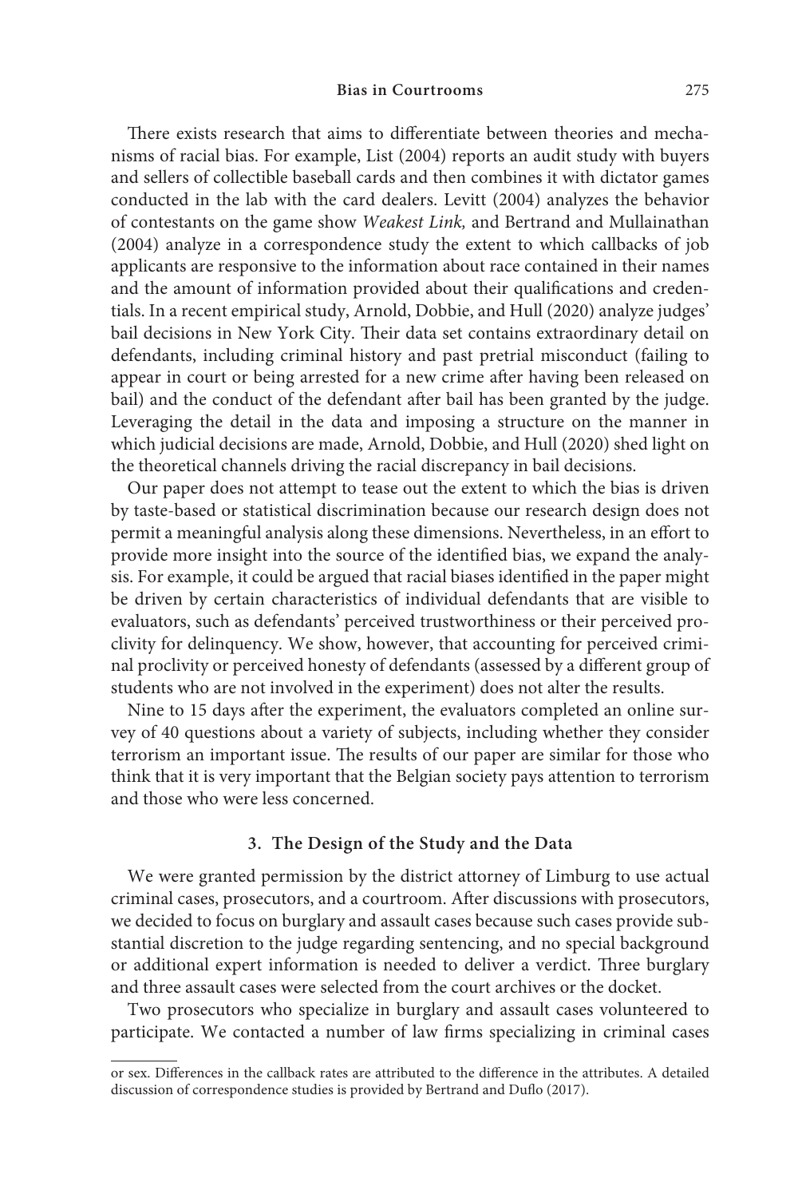There exists research that aims to differentiate between theories and mechanisms of racial bias. For example, List (2004) reports an audit study with buyers and sellers of collectible baseball cards and then combines it with dictator games conducted in the lab with the card dealers. Levitt (2004) analyzes the behavior of contestants on the game show *Weakest Link,* and Bertrand and Mullainathan (2004) analyze in a correspondence study the extent to which callbacks of job applicants are responsive to the information about race contained in their names and the amount of information provided about their qualifications and credentials. In a recent empirical study, Arnold, Dobbie, and Hull (2020) analyze judges' bail decisions in New York City. Their data set contains extraordinary detail on defendants, including criminal history and past pretrial misconduct (failing to appear in court or being arrested for a new crime after having been released on bail) and the conduct of the defendant after bail has been granted by the judge. Leveraging the detail in the data and imposing a structure on the manner in which judicial decisions are made, Arnold, Dobbie, and Hull (2020) shed light on the theoretical channels driving the racial discrepancy in bail decisions.

Our paper does not attempt to tease out the extent to which the bias is driven by taste-based or statistical discrimination because our research design does not permit a meaningful analysis along these dimensions. Nevertheless, in an effort to provide more insight into the source of the identified bias, we expand the analysis. For example, it could be argued that racial biases identified in the paper might be driven by certain characteristics of individual defendants that are visible to evaluators, such as defendants' perceived trustworthiness or their perceived proclivity for delinquency. We show, however, that accounting for perceived criminal proclivity or perceived honesty of defendants (assessed by a different group of students who are not involved in the experiment) does not alter the results.

Nine to 15 days after the experiment, the evaluators completed an online survey of 40 questions about a variety of subjects, including whether they consider terrorism an important issue. The results of our paper are similar for those who think that it is very important that the Belgian society pays attention to terrorism and those who were less concerned.

## 3. The Design of the Study and the Data

We were granted permission by the district attorney of Limburg to use actual criminal cases, prosecutors, and a courtroom. After discussions with prosecutors, we decided to focus on burglary and assault cases because such cases provide substantial discretion to the judge regarding sentencing, and no special background or additional expert information is needed to deliver a verdict. Three burglary and three assault cases were selected from the court archives or the docket.

Two prosecutors who specialize in burglary and assault cases volunteered to participate. We contacted a number of law firms specializing in criminal cases

or sex. Differences in the callback rates are attributed to the difference in the attributes. A detailed discussion of correspondence studies is provided by Bertrand and Duflo (2017).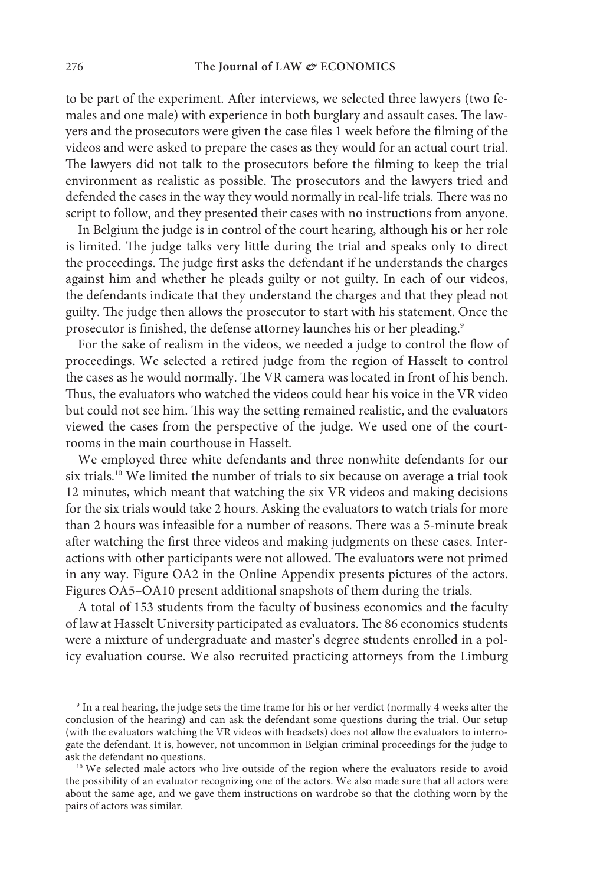to be part of the experiment. After interviews, we selected three lawyers (two females and one male) with experience in both burglary and assault cases. The lawyers and the prosecutors were given the case files 1 week before the filming of the videos and were asked to prepare the cases as they would for an actual court trial. The lawyers did not talk to the prosecutors before the filming to keep the trial environment as realistic as possible. The prosecutors and the lawyers tried and defended the cases in the way they would normally in real-life trials. There was no script to follow, and they presented their cases with no instructions from anyone.

In Belgium the judge is in control of the court hearing, although his or her role is limited. The judge talks very little during the trial and speaks only to direct the proceedings. The judge first asks the defendant if he understands the charges against him and whether he pleads guilty or not guilty. In each of our videos, the defendants indicate that they understand the charges and that they plead not guilty. The judge then allows the prosecutor to start with his statement. Once the prosecutor is finished, the defense attorney launches his or her pleading.[9]

For the sake of realism in the videos, we needed a judge to control the flow of proceedings. We selected a retired judge from the region of Hasselt to control the cases as he would normally. The VR camera was located in front of his bench. Thus, the evaluators who watched the videos could hear his voice in the VR video but could not see him. This way the setting remained realistic, and the evaluators viewed the cases from the perspective of the judge. We used one of the courtrooms in the main courthouse in Hasselt.

We employed three white defendants and three nonwhite defendants for our six trials.[10] We limited the number of trials to six because on average a trial took 12 minutes, which meant that watching the six VR videos and making decisions for the six trials would take 2 hours. Asking the evaluators to watch trials for more than 2 hours was infeasible for a number of reasons. There was a 5-minute break after watching the first three videos and making judgments on these cases. Interactions with other participants were not allowed. The evaluators were not primed in any way. Figure OA2 in the Online Appendix presents pictures of the actors. Figures OA5–OA10 present additional snapshots of them during the trials.

A total of 153 students from the faculty of business economics and the faculty of law at Hasselt University participated as evaluators. The 86 economics students were a mixture of undergraduate and master's degree students enrolled in a policy evaluation course. We also recruited practicing attorneys from the Limburg

[9] In a real hearing, the judge sets the time frame for his or her verdict (normally 4 weeks after the conclusion of the hearing) and can ask the defendant some questions during the trial. Our setup (with the evaluators watching the VR videos with headsets) does not allow the evaluators to interrogate the defendant. It is, however, not uncommon in Belgian criminal proceedings for the judge to ask the defendant no questions.

[10] We selected male actors who live outside of the region where the evaluators reside to avoid the possibility of an evaluator recognizing one of the actors. We also made sure that all actors were about the same age, and we gave them instructions on wardrobe so that the clothing worn by the pairs of actors was similar.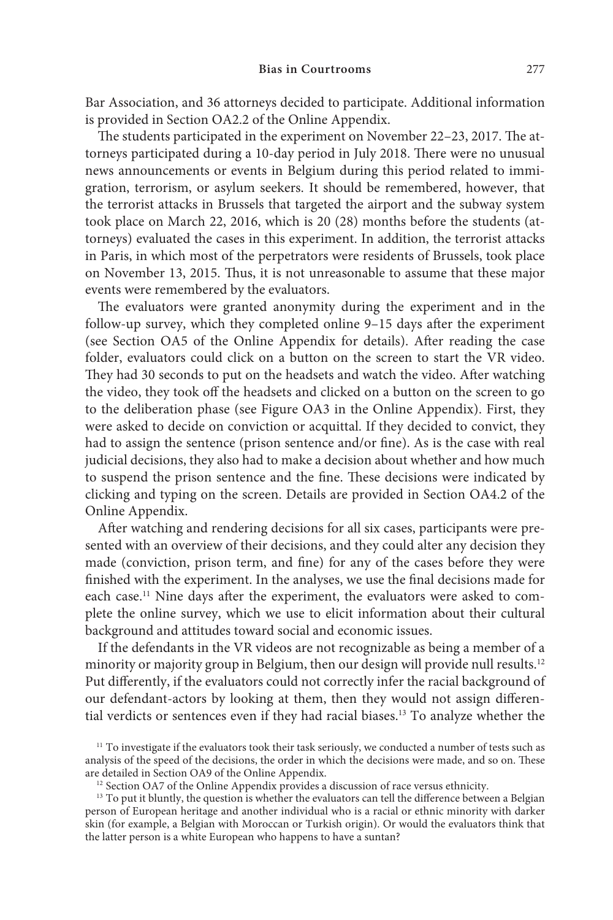Bar Association, and 36 attorneys decided to participate. Additional information is provided in Section OA2.2 of the Online Appendix.

The students participated in the experiment on November 22–23, 2017. The attorneys participated during a 10-day period in July 2018. There were no unusual news announcements or events in Belgium during this period related to immigration, terrorism, or asylum seekers. It should be remembered, however, that the terrorist attacks in Brussels that targeted the airport and the subway system took place on March 22, 2016, which is 20 (28) months before the students (attorneys) evaluated the cases in this experiment. In addition, the terrorist attacks in Paris, in which most of the perpetrators were residents of Brussels, took place on November 13, 2015. Thus, it is not unreasonable to assume that these major events were remembered by the evaluators.

The evaluators were granted anonymity during the experiment and in the follow-up survey, which they completed online 9–15 days after the experiment (see Section OA5 of the Online Appendix for details). After reading the case folder, evaluators could click on a button on the screen to start the VR video. They had 30 seconds to put on the headsets and watch the video. After watching the video, they took off the headsets and clicked on a button on the screen to go to the deliberation phase (see Figure OA3 in the Online Appendix). First, they were asked to decide on conviction or acquittal. If they decided to convict, they had to assign the sentence (prison sentence and/or fine). As is the case with real judicial decisions, they also had to make a decision about whether and how much to suspend the prison sentence and the fine. These decisions were indicated by clicking and typing on the screen. Details are provided in Section OA4.2 of the Online Appendix.

After watching and rendering decisions for all six cases, participants were presented with an overview of their decisions, and they could alter any decision they made (conviction, prison term, and fine) for any of the cases before they were finished with the experiment. In the analyses, we use the final decisions made for each case.[11] Nine days after the experiment, the evaluators were asked to complete the online survey, which we use to elicit information about their cultural background and attitudes toward social and economic issues.

If the defendants in the VR videos are not recognizable as being a member of a minority or majority group in Belgium, then our design will provide null results.[12] Put differently, if the evaluators could not correctly infer the racial background of our defendant-actors by looking at them, then they would not assign differential verdicts or sentences even if they had racial biases.[13] To analyze whether the

[11] To investigate if the evaluators took their task seriously, we conducted a number of tests such as analysis of the speed of the decisions, the order in which the decisions were made, and so on. These are detailed in Section OA9 of the Online Appendix.

[12] Section OA7 of the Online Appendix provides a discussion of race versus ethnicity.

[13] To put it bluntly, the question is whether the evaluators can tell the difference between a Belgian person of European heritage and another individual who is a racial or ethnic minority with darker skin (for example, a Belgian with Moroccan or Turkish origin). Or would the evaluators think that the latter person is a white European who happens to have a suntan?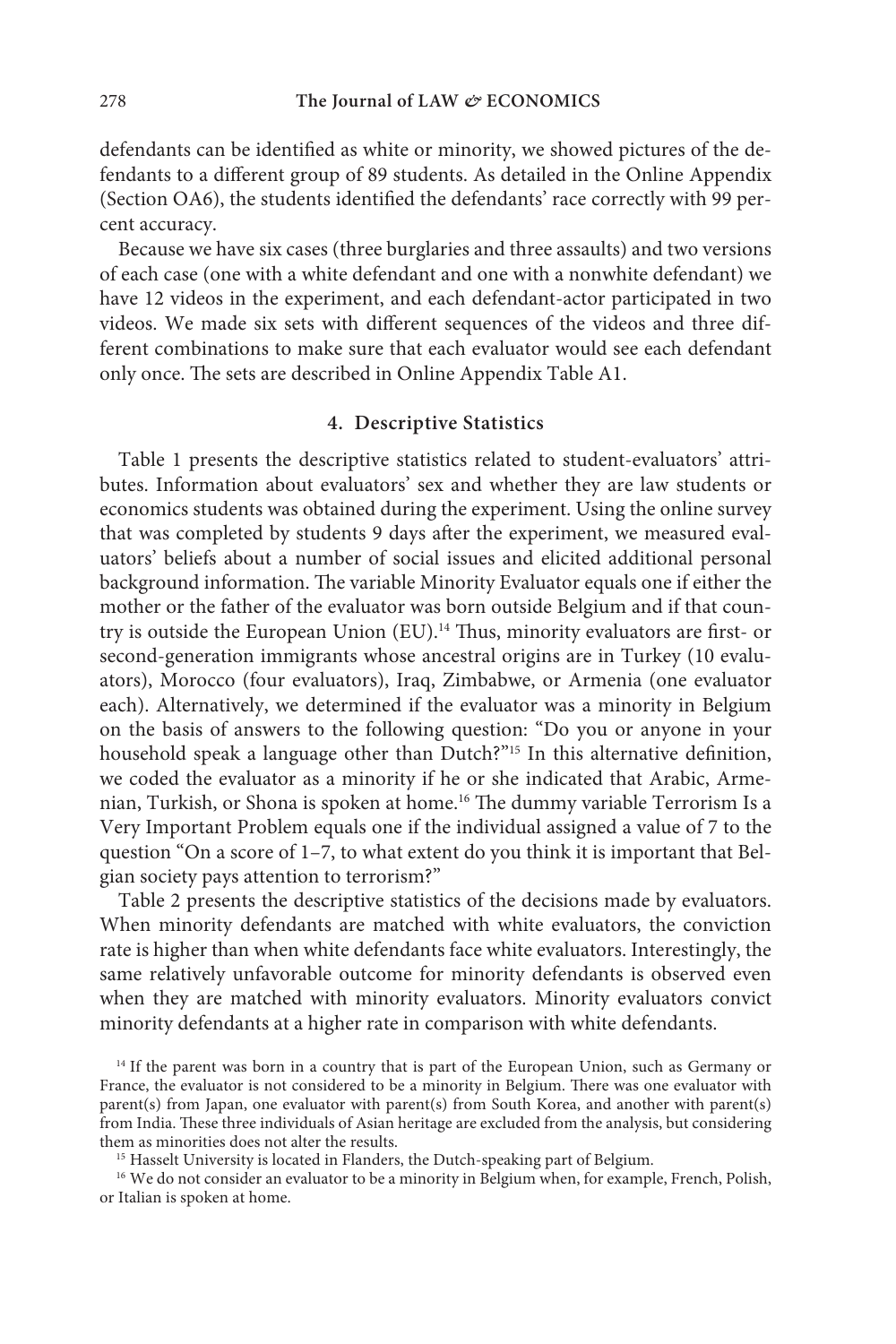defendants can be identified as white or minority, we showed pictures of the defendants to a different group of 89 students. As detailed in the Online Appendix (Section OA6), the students identified the defendants' race correctly with 99 percent accuracy.

Because we have six cases (three burglaries and three assaults) and two versions of each case (one with a white defendant and one with a nonwhite defendant) we have 12 videos in the experiment, and each defendant-actor participated in two videos. We made six sets with different sequences of the videos and three different combinations to make sure that each evaluator would see each defendant only once. The sets are described in Online Appendix Table A1.

## 4. Descriptive Statistics

Table 1 presents the descriptive statistics related to student-evaluators' attributes. Information about evaluators' sex and whether they are law students or economics students was obtained during the experiment. Using the online survey that was completed by students 9 days after the experiment, we measured evaluators' beliefs about a number of social issues and elicited additional personal background information. The variable Minority Evaluator equals one if either the mother or the father of the evaluator was born outside Belgium and if that country is outside the European Union (EU).[14] Thus, minority evaluators are first- or second-generation immigrants whose ancestral origins are in Turkey (10 evaluators), Morocco (four evaluators), Iraq, Zimbabwe, or Armenia (one evaluator each). Alternatively, we determined if the evaluator was a minority in Belgium on the basis of answers to the following question: "Do you or anyone in your household speak a language other than Dutch?"[15] In this alternative definition, we coded the evaluator as a minority if he or she indicated that Arabic, Armenian, Turkish, or Shona is spoken at home.[16] The dummy variable Terrorism Is a Very Important Problem equals one if the individual assigned a value of 7 to the question "On a score of 1–7, to what extent do you think it is important that Belgian society pays attention to terrorism?"

Table 2 presents the descriptive statistics of the decisions made by evaluators. When minority defendants are matched with white evaluators, the conviction rate is higher than when white defendants face white evaluators. Interestingly, the same relatively unfavorable outcome for minority defendants is observed even when they are matched with minority evaluators. Minority evaluators convict minority defendants at a higher rate in comparison with white defendants.

[14] If the parent was born in a country that is part of the European Union, such as Germany or France, the evaluator is not considered to be a minority in Belgium. There was one evaluator with parent(s) from Japan, one evaluator with parent(s) from South Korea, and another with parent(s) from India. These three individuals of Asian heritage are excluded from the analysis, but considering them as minorities does not alter the results.

[15] Hasselt University is located in Flanders, the Dutch-speaking part of Belgium.

[16] We do not consider an evaluator to be a minority in Belgium when, for example, French, Polish, or Italian is spoken at home.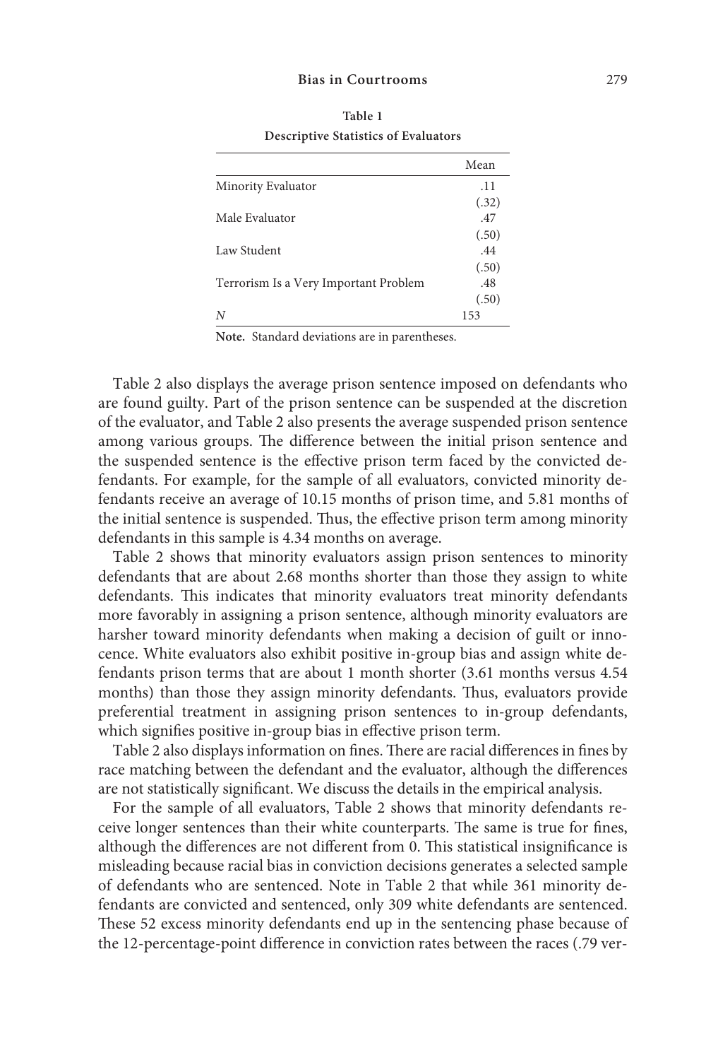**Table 1**
**Descriptive Statistics of Evaluators**

| | Mean |
|---|---|
| Minority Evaluator | .11 |
| | (.32) |
| Male Evaluator | .47 |
| | (.50) |
| Law Student | .44 |
| | (.50) |
| Terrorism Is a Very Important Problem | .48 |
| | (.50) |
| *N* | 153 |

**Note.** Standard deviations are in parentheses.

Table 2 also displays the average prison sentence imposed on defendants who are found guilty. Part of the prison sentence can be suspended at the discretion of the evaluator, and Table 2 also presents the average suspended prison sentence among various groups. The difference between the initial prison sentence and the suspended sentence is the effective prison term faced by the convicted defendants. For example, for the sample of all evaluators, convicted minority defendants receive an average of 10.15 months of prison time, and 5.81 months of the initial sentence is suspended. Thus, the effective prison term among minority defendants in this sample is 4.34 months on average.

Table 2 shows that minority evaluators assign prison sentences to minority defendants that are about 2.68 months shorter than those they assign to white defendants. This indicates that minority evaluators treat minority defendants more favorably in assigning a prison sentence, although minority evaluators are harsher toward minority defendants when making a decision of guilt or innocence. White evaluators also exhibit positive in-group bias and assign white defendants prison terms that are about 1 month shorter (3.61 months versus 4.54 months) than those they assign minority defendants. Thus, evaluators provide preferential treatment in assigning prison sentences to in-group defendants, which signifies positive in-group bias in effective prison term.

Table 2 also displays information on fines. There are racial differences in fines by race matching between the defendant and the evaluator, although the differences are not statistically significant. We discuss the details in the empirical analysis.

For the sample of all evaluators, Table 2 shows that minority defendants receive longer sentences than their white counterparts. The same is true for fines, although the differences are not different from 0. This statistical insignificance is misleading because racial bias in conviction decisions generates a selected sample of defendants who are sentenced. Note in Table 2 that while 361 minority defendants are convicted and sentenced, only 309 white defendants are sentenced. These 52 excess minority defendants end up in the sentencing phase because of the 12-percentage-point difference in conviction rates between the races (.79 ver-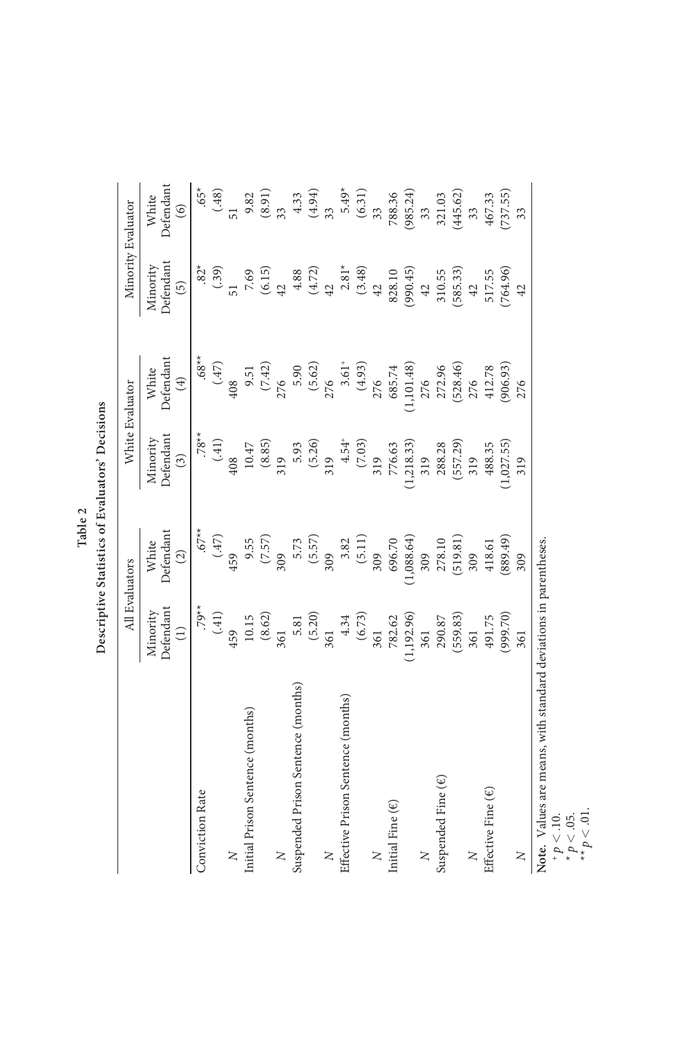**Table 2**

**Descriptive Statistics of Evaluators' Decisions**

| | All Evaluators | | White Evaluator | | Minority Evaluator | |
|---|---|---|---|---|---|---|
| | Minority Defendant (1) | White Defendant (2) | Minority Defendant (3) | White Defendant (4) | Minority Defendant (5) | White Defendant (6) |
| Conviction Rate | .79** | .67** | .78** | .68** | .82* | .65* |
| | (.41) | (.47) | (.41) | (.47) | (.39) | (.48) |
| $N$ | 459 | 459 | 408 | 408 | 51 | 51 |
| Initial Prison Sentence (months) | 10.15 | 9.55 | 10.47 | 9.51 | 7.69 | 9.82 |
| | (8.62) | (7.57) | (8.85) | (7.42) | (6.15) | (8.91) |
| $N$ | 361 | 309 | 319 | 276 | 42 | 33 |
| Suspended Prison Sentence (months) | 5.81 | 5.73 | 5.93 | 5.90 | 4.88 | 4.33 |
| | (5.20) | (5.57) | (5.26) | (5.62) | (4.72) | (4.94) |
| $N$ | 361 | 309 | 319 | 276 | 42 | 33 |
| Effective Prison Sentence (months) | 4.34 | 3.82 | 4.54+ | 3.61+ | 2.81* | 5.49* |
| | (6.73) | (5.11) | (7.03) | (4.93) | (3.48) | (6.31) |
| $N$ | 361 | 309 | 319 | 276 | 42 | 33 |
| Initial Fine (€) | 782.62 | 696.70 | 776.63 | 685.74 | 828.10 | 788.36 |
| | (1,192.96) | (1,088.64) | (1,218.33) | (1,101.48) | (990.45) | (985.24) |
| $N$ | 361 | 309 | 319 | 276 | 42 | 33 |
| Suspended Fine (€) | 290.87 | 278.10 | 288.28 | 272.96 | 310.55 | 321.03 |
| | (559.83) | (519.81) | (557.29) | (528.46) | (585.33) | (445.62) |
| $N$ | 361 | 309 | 319 | 276 | 42 | 33 |
| Effective Fine (€) | 491.75 | 418.61 | 488.35 | 412.78 | 517.55 | 467.33 |
| | (999.70) | (889.49) | (1,027.55) | (906.93) | (764.96) | (737.55) |
| $N$ | 361 | 309 | 319 | 276 | 42 | 33 |

**Note.** Values are means, with standard deviations in parentheses.
$^{+}p < .10$.
$^{*}p < .05$.
$^{**}p < .01$.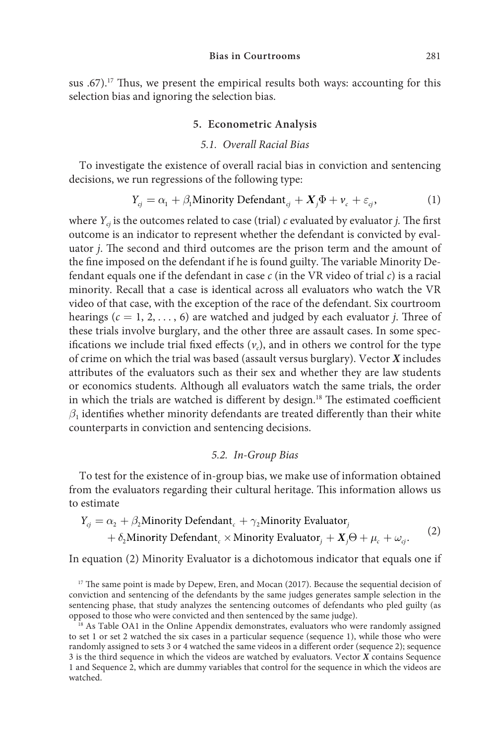sus .67).[17] Thus, we present the empirical results both ways: accounting for this selection bias and ignoring the selection bias.

## 5. Econometric Analysis

### 5.1. Overall Racial Bias

To investigate the existence of overall racial bias in conviction and sentencing decisions, we run regressions of the following type:

$$Y_{cj} = \alpha_1 + \beta_1 \text{Minority Defendant}_{cj} + \boldsymbol{X}_j \Phi + \nu_c + \varepsilon_{cj}, \tag{1}$$

where $Y_{cj}$ is the outcomes related to case (trial) $c$ evaluated by evaluator $j$. The first outcome is an indicator to represent whether the defendant is convicted by evaluator $j$. The second and third outcomes are the prison term and the amount of the fine imposed on the defendant if he is found guilty. The variable Minority Defendant equals one if the defendant in case $c$ (in the VR video of trial $c$) is a racial minority. Recall that a case is identical across all evaluators who watch the VR video of that case, with the exception of the race of the defendant. Six courtroom hearings ($c = 1, 2, \ldots, 6$) are watched and judged by each evaluator $j$. Three of these trials involve burglary, and the other three are assault cases. In some specifications we include trial fixed effects ($\nu_c$), and in others we control for the type of crime on which the trial was based (assault versus burglary). Vector $\boldsymbol{X}$ includes attributes of the evaluators such as their sex and whether they are law students or economics students. Although all evaluators watch the same trials, the order in which the trials are watched is different by design.[18] The estimated coefficient $\beta_1$ identifies whether minority defendants are treated differently than their white counterparts in conviction and sentencing decisions.

### 5.2. In-Group Bias

To test for the existence of in-group bias, we make use of information obtained from the evaluators regarding their cultural heritage. This information allows us to estimate

$$\begin{aligned} Y_{cj} = \alpha_2 &+ \beta_2 \text{Minority Defendant}_c + \gamma_2 \text{Minority Evaluator}_j \\ &+ \delta_2 \text{Minority Defendant}_c \times \text{Minority Evaluator}_j + \boldsymbol{X}_j \Theta + \mu_c + \omega_{cj}. \end{aligned} \tag{2}$$

In equation (2) Minority Evaluator is a dichotomous indicator that equals one if

[17] The same point is made by Depew, Eren, and Mocan (2017). Because the sequential decision of conviction and sentencing of the defendants by the same judges generates sample selection in the sentencing phase, that study analyzes the sentencing outcomes of defendants who pled guilty (as opposed to those who were convicted and then sentenced by the same judge).

[18] As Table OA1 in the Online Appendix demonstrates, evaluators who were randomly assigned to set 1 or set 2 watched the six cases in a particular sequence (sequence 1), while those who were randomly assigned to sets 3 or 4 watched the same videos in a different order (sequence 2); sequence 3 is the third sequence in which the videos are watched by evaluators. Vector $\boldsymbol{X}$ contains Sequence 1 and Sequence 2, which are dummy variables that control for the sequence in which the videos are watched.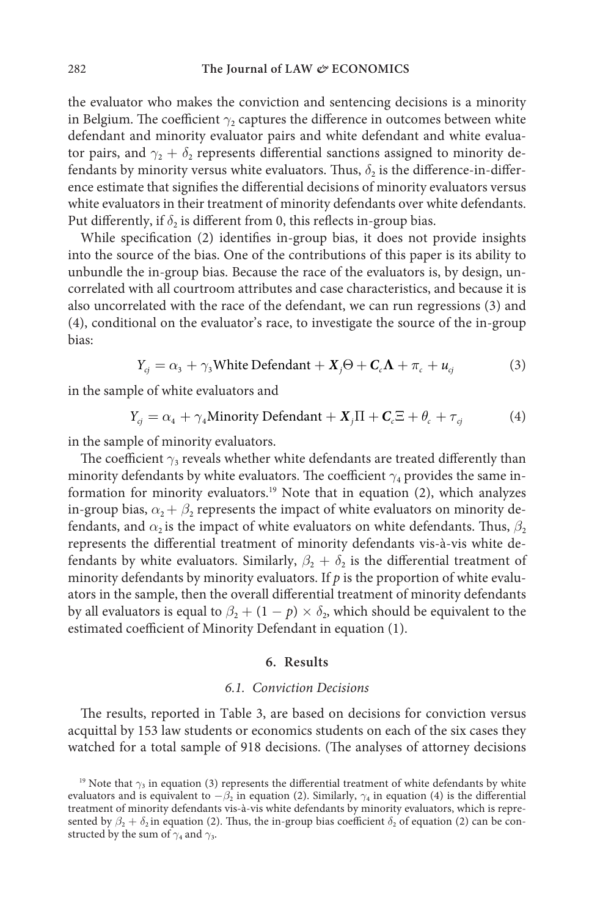the evaluator who makes the conviction and sentencing decisions is a minority in Belgium. The coefficient $\gamma_2$ captures the difference in outcomes between white defendant and minority evaluator pairs and white defendant and white evaluator pairs, and $\gamma_2 + \delta_2$ represents differential sanctions assigned to minority defendants by minority versus white evaluators. Thus, $\delta_2$ is the difference-in-difference estimate that signifies the differential decisions of minority evaluators versus white evaluators in their treatment of minority defendants over white defendants. Put differently, if $\delta_2$ is different from 0, this reflects in-group bias.

While specification (2) identifies in-group bias, it does not provide insights into the source of the bias. One of the contributions of this paper is its ability to unbundle the in-group bias. Because the race of the evaluators is, by design, uncorrelated with all courtroom attributes and case characteristics, and because it is also uncorrelated with the race of the defendant, we can run regressions (3) and (4), conditional on the evaluator's race, to investigate the source of the in-group bias:

$$Y_{cj} = \alpha_3 + \gamma_3 \text{White Defendant} + \boldsymbol{X}_j \Theta + \boldsymbol{C}_c \boldsymbol{\Lambda} + \pi_c + u_{cj} \tag{3}$$

in the sample of white evaluators and

$$Y_{cj} = \alpha_4 + \gamma_4 \text{Minority Defendant} + \boldsymbol{X}_j \Pi + \boldsymbol{C}_c \Xi + \theta_c + \tau_{cj} \tag{4}$$

in the sample of minority evaluators.

The coefficient $\gamma_3$ reveals whether white defendants are treated differently than minority defendants by white evaluators. The coefficient $\gamma_4$ provides the same information for minority evaluators.[19] Note that in equation (2), which analyzes in-group bias, $\alpha_2 + \beta_2$ represents the impact of white evaluators on minority defendants, and $\alpha_2$ is the impact of white evaluators on white defendants. Thus, $\beta_2$ represents the differential treatment of minority defendants vis-à-vis white defendants by white evaluators. Similarly, $\beta_2 + \delta_2$ is the differential treatment of minority defendants by minority evaluators. If $p$ is the proportion of white evaluators in the sample, then the overall differential treatment of minority defendants by all evaluators is equal to $\beta_2 + (1 - p) \times \delta_2$, which should be equivalent to the estimated coefficient of Minority Defendant in equation (1).

## 6. Results

### 6.1. Conviction Decisions

The results, reported in Table 3, are based on decisions for conviction versus acquittal by 153 law students or economics students on each of the six cases they watched for a total sample of 918 decisions. (The analyses of attorney decisions

[19] Note that $\gamma_3$ in equation (3) represents the differential treatment of white defendants by white evaluators and is equivalent to $-\beta_2$ in equation (2). Similarly, $\gamma_4$ in equation (4) is the differential treatment of minority defendants vis-à-vis white defendants by minority evaluators, which is represented by $\beta_2 + \delta_2$ in equation (2). Thus, the in-group bias coefficient $\delta_2$ of equation (2) can be constructed by the sum of $\gamma_4$ and $\gamma_3$.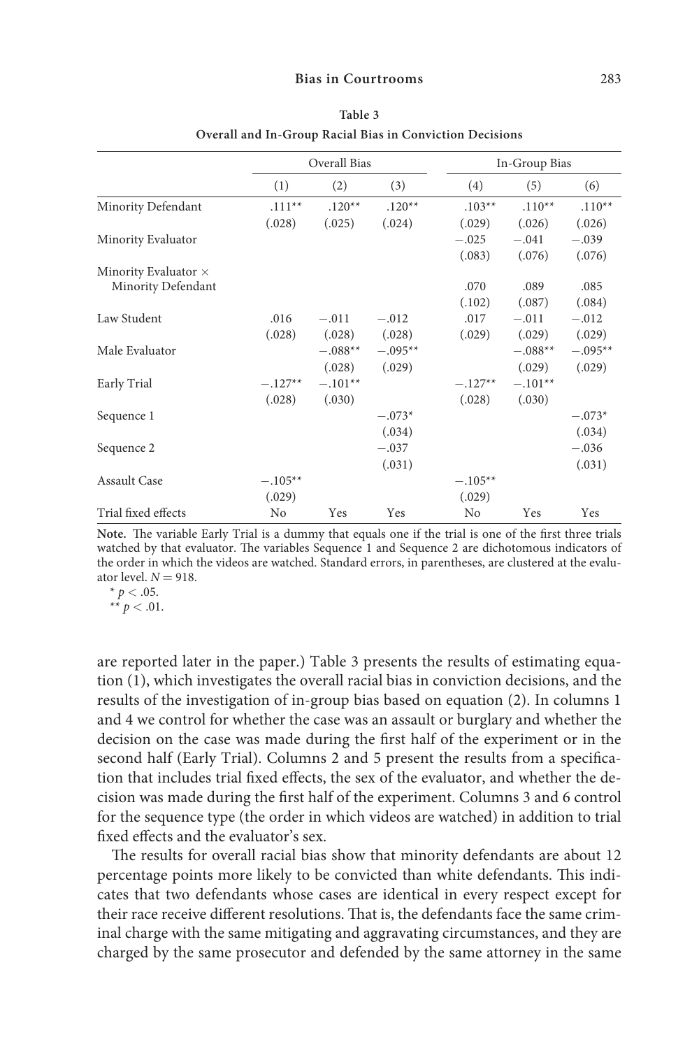**Table 3**
**Overall and In-Group Racial Bias in Conviction Decisions**

| | Overall Bias | | | In-Group Bias | | |
|---|---|---|---|---|---|---|
| | (1) | (2) | (3) | (4) | (5) | (6) |
| Minority Defendant | .111** | .120** | .120** | .103** | .110** | .110** |
| | (.028) | (.025) | (.024) | (.029) | (.026) | (.026) |
| Minority Evaluator | | | | −.025 | −.041 | −.039 |
| | | | | (.083) | (.076) | (.076) |
| Minority Evaluator × Minority Defendant | | | | .070 | .089 | .085 |
| | | | | (.102) | (.087) | (.084) |
| Law Student | .016 | −.011 | −.012 | .017 | −.011 | −.012 |
| | (.028) | (.028) | (.028) | (.029) | (.029) | (.029) |
| Male Evaluator | | −.088** | −.095** | | −.088** | −.095** |
| | | (.028) | (.029) | | (.029) | (.029) |
| Early Trial | −.127** | −.101** | | −.127** | −.101** | |
| | (.028) | (.030) | | (.028) | (.030) | |
| Sequence 1 | | | −.073* | | | −.073* |
| | | | (.034) | | | (.034) |
| Sequence 2 | | | −.037 | | | −.036 |
| | | | (.031) | | | (.031) |
| Assault Case | −.105** | | | −.105** | | |
| | (.029) | | | (.029) | | |
| Trial fixed effects | No | Yes | Yes | No | Yes | Yes |

**Note.** The variable Early Trial is a dummy that equals one if the trial is one of the first three trials watched by that evaluator. The variables Sequence 1 and Sequence 2 are dichotomous indicators of the order in which the videos are watched. Standard errors, in parentheses, are clustered at the evaluator level. $N = 918$.

\* $p < .05$.

\*\* $p < .01$.

are reported later in the paper.) Table 3 presents the results of estimating equation (1), which investigates the overall racial bias in conviction decisions, and the results of the investigation of in-group bias based on equation (2). In columns 1 and 4 we control for whether the case was an assault or burglary and whether the decision on the case was made during the first half of the experiment or in the second half (Early Trial). Columns 2 and 5 present the results from a specification that includes trial fixed effects, the sex of the evaluator, and whether the decision was made during the first half of the experiment. Columns 3 and 6 control for the sequence type (the order in which videos are watched) in addition to trial fixed effects and the evaluator's sex.

The results for overall racial bias show that minority defendants are about 12 percentage points more likely to be convicted than white defendants. This indicates that two defendants whose cases are identical in every respect except for their race receive different resolutions. That is, the defendants face the same criminal charge with the same mitigating and aggravating circumstances, and they are charged by the same prosecutor and defended by the same attorney in the same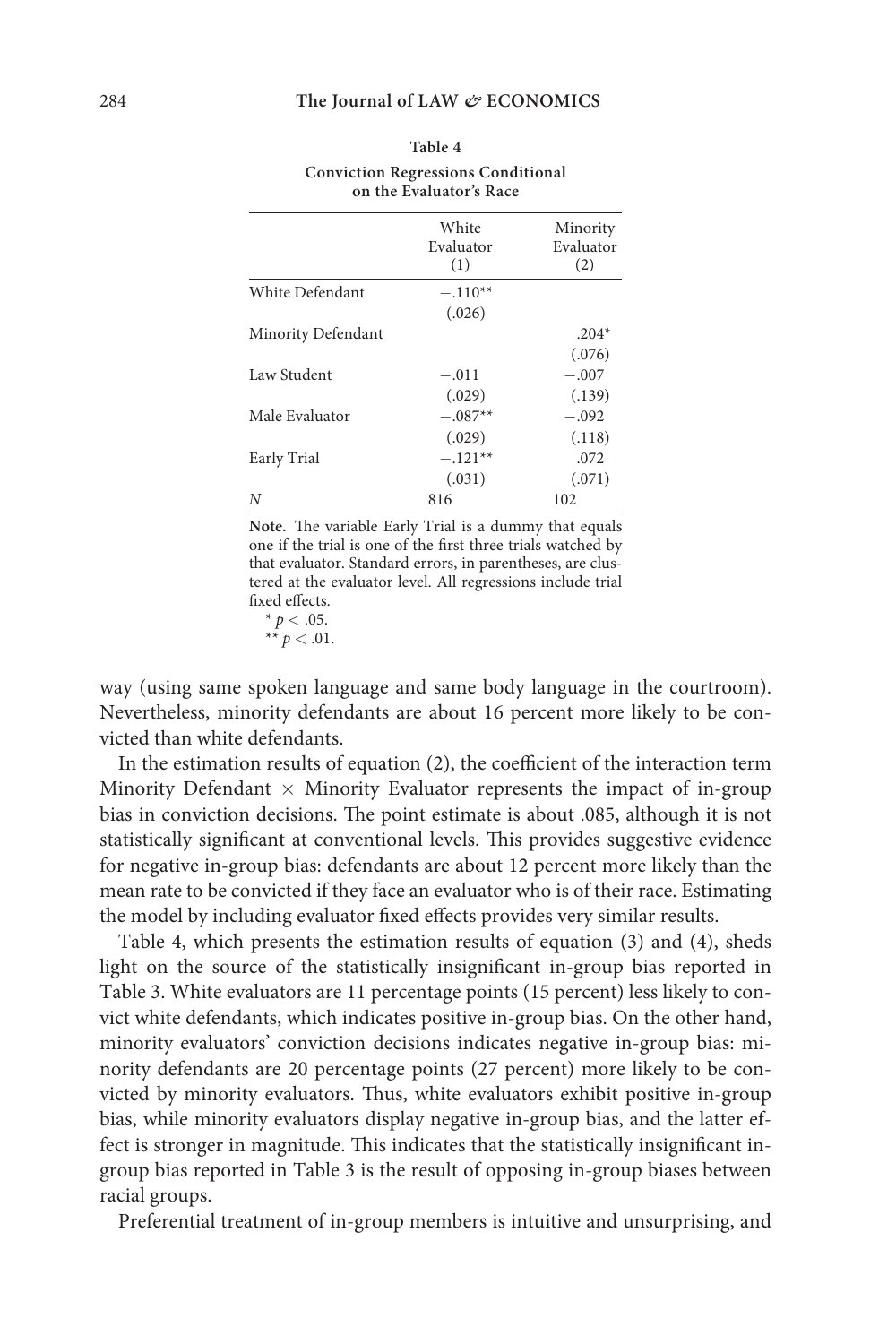**Table 4**

**Conviction Regressions Conditional on the Evaluator's Race**

| | White Evaluator (1) | Minority Evaluator (2) |
|---|---|---|
| White Defendant | −.110** | |
| | (.026) | |
| Minority Defendant | | .204* |
| | | (.076) |
| Law Student | −.011 | −.007 |
| | (.029) | (.139) |
| Male Evaluator | −.087** | −.092 |
| | (.029) | (.118) |
| Early Trial | −.121** | .072 |
| | (.031) | (.071) |
| *N* | 816 | 102 |

**Note.** The variable Early Trial is a dummy that equals one if the trial is one of the first three trials watched by that evaluator. Standard errors, in parentheses, are clustered at the evaluator level. All regressions include trial fixed effects.

* $p < .05$.

** $p < .01$.

way (using same spoken language and same body language in the courtroom). Nevertheless, minority defendants are about 16 percent more likely to be convicted than white defendants.

In the estimation results of equation (2), the coefficient of the interaction term Minority Defendant × Minority Evaluator represents the impact of in-group bias in conviction decisions. The point estimate is about .085, although it is not statistically significant at conventional levels. This provides suggestive evidence for negative in-group bias: defendants are about 12 percent more likely than the mean rate to be convicted if they face an evaluator who is of their race. Estimating the model by including evaluator fixed effects provides very similar results.

Table 4, which presents the estimation results of equation (3) and (4), sheds light on the source of the statistically insignificant in-group bias reported in Table 3. White evaluators are 11 percentage points (15 percent) less likely to convict white defendants, which indicates positive in-group bias. On the other hand, minority evaluators' conviction decisions indicates negative in-group bias: minority defendants are 20 percentage points (27 percent) more likely to be convicted by minority evaluators. Thus, white evaluators exhibit positive in-group bias, while minority evaluators display negative in-group bias, and the latter effect is stronger in magnitude. This indicates that the statistically insignificant in-group bias reported in Table 3 is the result of opposing in-group biases between racial groups.

Preferential treatment of in-group members is intuitive and unsurprising, and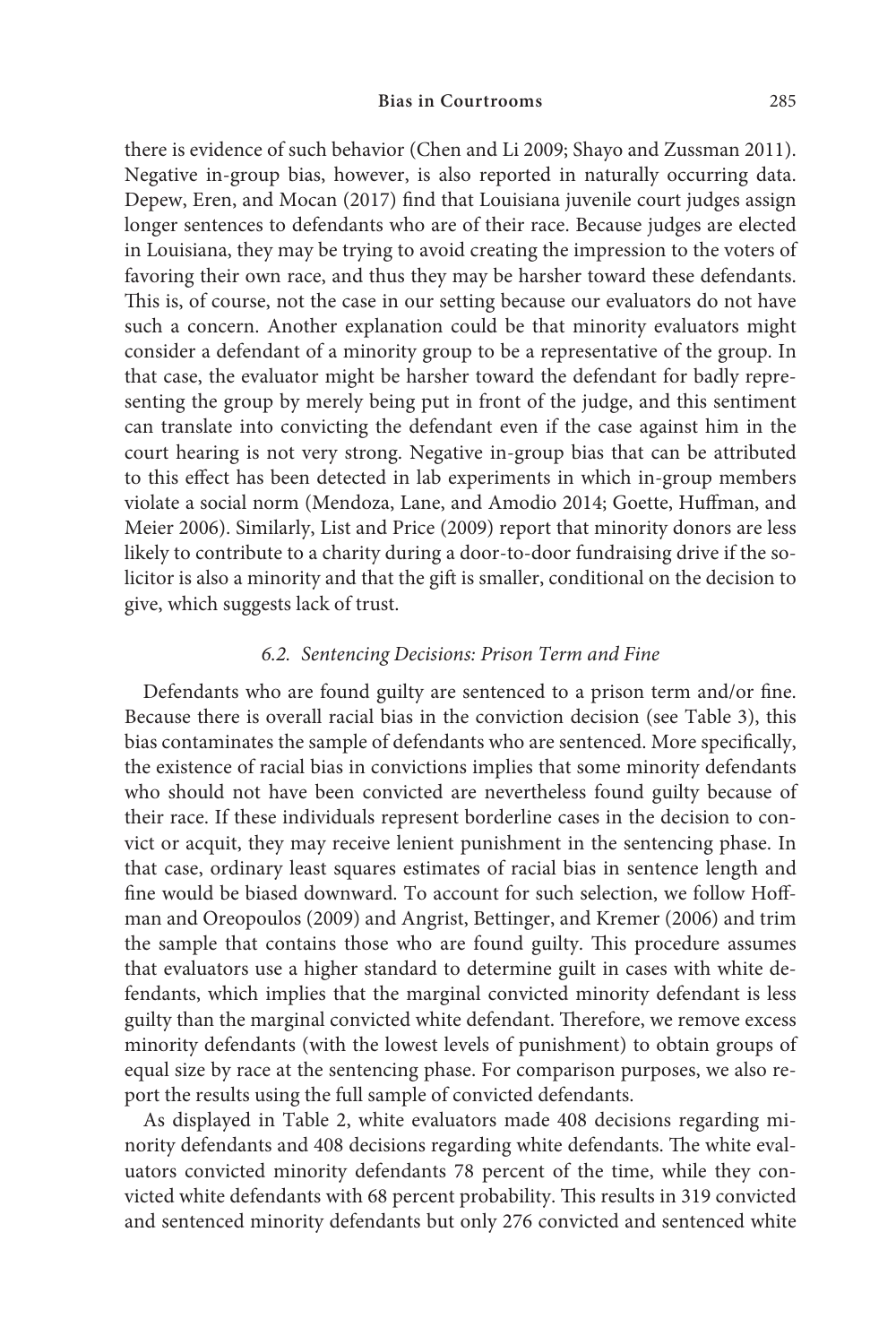there is evidence of such behavior (Chen and Li 2009; Shayo and Zussman 2011). Negative in-group bias, however, is also reported in naturally occurring data. Depew, Eren, and Mocan (2017) find that Louisiana juvenile court judges assign longer sentences to defendants who are of their race. Because judges are elected in Louisiana, they may be trying to avoid creating the impression to the voters of favoring their own race, and thus they may be harsher toward these defendants. This is, of course, not the case in our setting because our evaluators do not have such a concern. Another explanation could be that minority evaluators might consider a defendant of a minority group to be a representative of the group. In that case, the evaluator might be harsher toward the defendant for badly representing the group by merely being put in front of the judge, and this sentiment can translate into convicting the defendant even if the case against him in the court hearing is not very strong. Negative in-group bias that can be attributed to this effect has been detected in lab experiments in which in-group members violate a social norm (Mendoza, Lane, and Amodio 2014; Goette, Huffman, and Meier 2006). Similarly, List and Price (2009) report that minority donors are less likely to contribute to a charity during a door-to-door fundraising drive if the solicitor is also a minority and that the gift is smaller, conditional on the decision to give, which suggests lack of trust.

### *6.2. Sentencing Decisions: Prison Term and Fine*

Defendants who are found guilty are sentenced to a prison term and/or fine. Because there is overall racial bias in the conviction decision (see Table 3), this bias contaminates the sample of defendants who are sentenced. More specifically, the existence of racial bias in convictions implies that some minority defendants who should not have been convicted are nevertheless found guilty because of their race. If these individuals represent borderline cases in the decision to convict or acquit, they may receive lenient punishment in the sentencing phase. In that case, ordinary least squares estimates of racial bias in sentence length and fine would be biased downward. To account for such selection, we follow Hoffman and Oreopoulos (2009) and Angrist, Bettinger, and Kremer (2006) and trim the sample that contains those who are found guilty. This procedure assumes that evaluators use a higher standard to determine guilt in cases with white defendants, which implies that the marginal convicted minority defendant is less guilty than the marginal convicted white defendant. Therefore, we remove excess minority defendants (with the lowest levels of punishment) to obtain groups of equal size by race at the sentencing phase. For comparison purposes, we also report the results using the full sample of convicted defendants.

As displayed in Table 2, white evaluators made 408 decisions regarding minority defendants and 408 decisions regarding white defendants. The white evaluators convicted minority defendants 78 percent of the time, while they convicted white defendants with 68 percent probability. This results in 319 convicted and sentenced minority defendants but only 276 convicted and sentenced white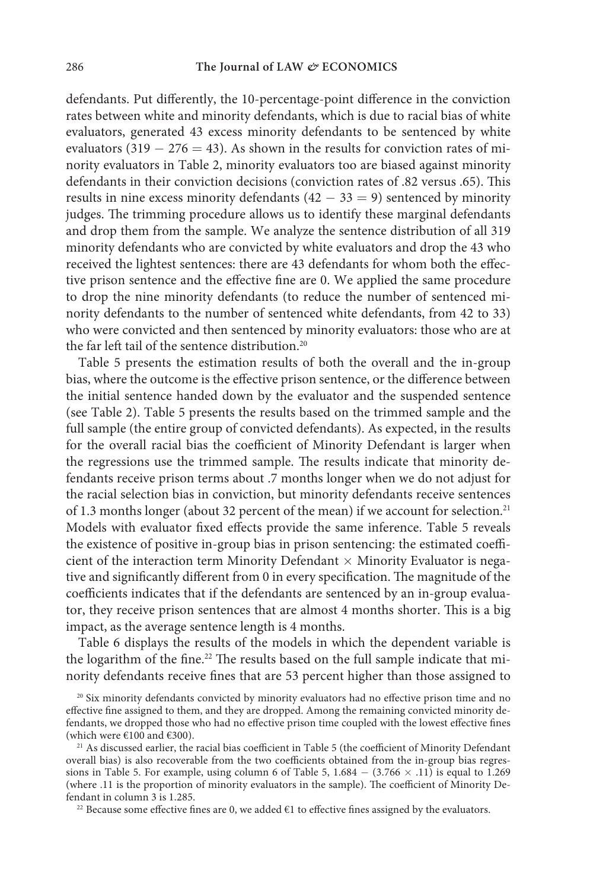defendants. Put differently, the 10-percentage-point difference in the conviction rates between white and minority defendants, which is due to racial bias of white evaluators, generated 43 excess minority defendants to be sentenced by white evaluators ($319 - 276 = 43$). As shown in the results for conviction rates of minority evaluators in Table 2, minority evaluators too are biased against minority defendants in their conviction decisions (conviction rates of .82 versus .65). This results in nine excess minority defendants ($42 - 33 = 9$) sentenced by minority judges. The trimming procedure allows us to identify these marginal defendants and drop them from the sample. We analyze the sentence distribution of all 319 minority defendants who are convicted by white evaluators and drop the 43 who received the lightest sentences: there are 43 defendants for whom both the effective prison sentence and the effective fine are 0. We applied the same procedure to drop the nine minority defendants (to reduce the number of sentenced minority defendants to the number of sentenced white defendants, from 42 to 33) who were convicted and then sentenced by minority evaluators: those who are at the far left tail of the sentence distribution.[20]

Table 5 presents the estimation results of both the overall and the in-group bias, where the outcome is the effective prison sentence, or the difference between the initial sentence handed down by the evaluator and the suspended sentence (see Table 2). Table 5 presents the results based on the trimmed sample and the full sample (the entire group of convicted defendants). As expected, in the results for the overall racial bias the coefficient of Minority Defendant is larger when the regressions use the trimmed sample. The results indicate that minority defendants receive prison terms about .7 months longer when we do not adjust for the racial selection bias in conviction, but minority defendants receive sentences of 1.3 months longer (about 32 percent of the mean) if we account for selection.[21] Models with evaluator fixed effects provide the same inference. Table 5 reveals the existence of positive in-group bias in prison sentencing: the estimated coefficient of the interaction term Minority Defendant × Minority Evaluator is negative and significantly different from 0 in every specification. The magnitude of the coefficients indicates that if the defendants are sentenced by an in-group evaluator, they receive prison sentences that are almost 4 months shorter. This is a big impact, as the average sentence length is 4 months.

Table 6 displays the results of the models in which the dependent variable is the logarithm of the fine.[22] The results based on the full sample indicate that minority defendants receive fines that are 53 percent higher than those assigned to

[20] Six minority defendants convicted by minority evaluators had no effective prison time and no effective fine assigned to them, and they are dropped. Among the remaining convicted minority defendants, we dropped those who had no effective prison time coupled with the lowest effective fines (which were €100 and €300).

[21] As discussed earlier, the racial bias coefficient in Table 5 (the coefficient of Minority Defendant overall bias) is also recoverable from the two coefficients obtained from the in-group bias regressions in Table 5. For example, using column 6 of Table 5, $1.684 - (3.766 \times .11)$ is equal to 1.269 (where .11 is the proportion of minority evaluators in the sample). The coefficient of Minority Defendant in column 3 is 1.285.

[22] Because some effective fines are 0, we added €1 to effective fines assigned by the evaluators.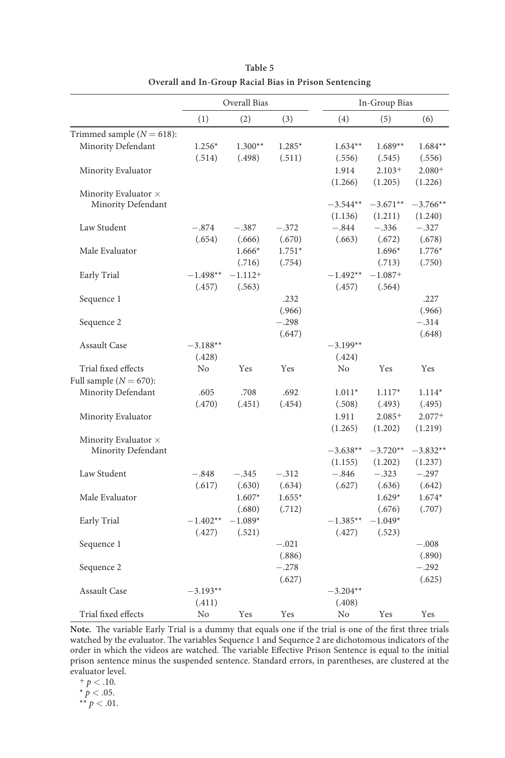**Table 5**
**Overall and In-Group Racial Bias in Prison Sentencing**

| | Overall Bias | | | In-Group Bias | | |
|---|---|---|---|---|---|---|
| | (1) | (2) | (3) | (4) | (5) | (6) |
| Trimmed sample ($N = 618$): | | | | | | |
| Minority Defendant | 1.256* | 1.300** | 1.285* | 1.634** | 1.689** | 1.684** |
| | (.514) | (.498) | (.511) | (.556) | (.545) | (.556) |
| Minority Evaluator | | | | 1.914 | 2.103+ | 2.080+ |
| | | | | (1.266) | (1.205) | (1.226) |
| Minority Evaluator × Minority Defendant | | | | −3.544** | −3.671** | −3.766** |
| | | | | (1.136) | (1.211) | (1.240) |
| Law Student | −.874 | −.387 | −.372 | −.844 | −.336 | −.327 |
| | (.654) | (.666) | (.670) | (.663) | (.672) | (.678) |
| Male Evaluator | | 1.666* | 1.751* | | 1.696* | 1.776* |
| | | (.716) | (.754) | | (.713) | (.750) |
| Early Trial | −1.498** | −1.112+ | | −1.492** | −1.087+ | |
| | (.457) | (.563) | | (.457) | (.564) | |
| Sequence 1 | | | .232 | | | .227 |
| | | | (.966) | | | (.966) |
| Sequence 2 | | | −.298 | | | −.314 |
| | | | (.647) | | | (.648) |
| Assault Case | −3.188** | | | −3.199** | | |
| | (.428) | | | (.424) | | |
| Trial fixed effects | No | Yes | Yes | No | Yes | Yes |
| Full sample ($N = 670$): | | | | | | |
| Minority Defendant | .605 | .708 | .692 | 1.011* | 1.117* | 1.114* |
| | (.470) | (.451) | (.454) | (.508) | (.493) | (.495) |
| Minority Evaluator | | | | 1.911 | 2.085+ | 2.077+ |
| | | | | (1.265) | (1.202) | (1.219) |
| Minority Evaluator × Minority Defendant | | | | −3.638** | −3.720** | −3.832** |
| | | | | (1.155) | (1.202) | (1.237) |
| Law Student | −.848 | −.345 | −.312 | −.846 | −.323 | −.297 |
| | (.617) | (.630) | (.634) | (.627) | (.636) | (.642) |
| Male Evaluator | | 1.607* | 1.655* | | 1.629* | 1.674* |
| | | (.680) | (.712) | | (.676) | (.707) |
| Early Trial | −1.402** | −1.089* | | −1.385** | −1.049* | |
| | (.427) | (.521) | | (.427) | (.523) | |
| Sequence 1 | | | −.021 | | | −.008 |
| | | | (.886) | | | (.890) |
| Sequence 2 | | | −.278 | | | −.292 |
| | | | (.627) | | | (.625) |
| Assault Case | −3.193** | | | −3.204** | | |
| | (.411) | | | (.408) | | |
| Trial fixed effects | No | Yes | Yes | No | Yes | Yes |

**Note.** The variable Early Trial is a dummy that equals one if the trial is one of the first three trials watched by the evaluator. The variables Sequence 1 and Sequence 2 are dichotomous indicators of the order in which the videos are watched. The variable Effective Prison Sentence is equal to the initial prison sentence minus the suspended sentence. Standard errors, in parentheses, are clustered at the evaluator level.

+ $p < .10$.
* $p < .05$.
** $p < .01$.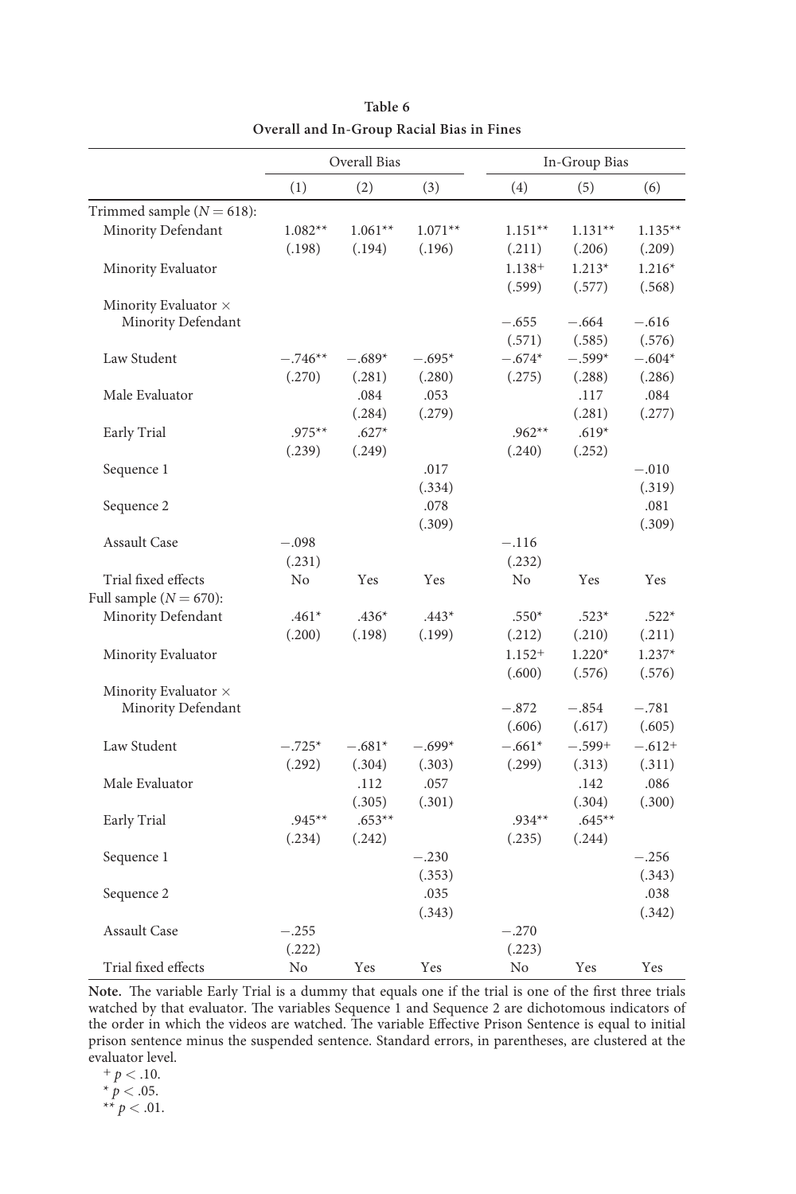**Table 6**
**Overall and In-Group Racial Bias in Fines**

| | Overall Bias | | | In-Group Bias | | |
|---|---|---|---|---|---|---|
| | (1) | (2) | (3) | (4) | (5) | (6) |
| Trimmed sample ($N = 618$): | | | | | | |
| Minority Defendant | 1.082** | 1.061** | 1.071** | 1.151** | 1.131** | 1.135** |
| | (.198) | (.194) | (.196) | (.211) | (.206) | (.209) |
| Minority Evaluator | | | | 1.138+ | 1.213* | 1.216* |
| | | | | (.599) | (.577) | (.568) |
| Minority Evaluator × Minority Defendant | | | | −.655 | −.664 | −.616 |
| | | | | (.571) | (.585) | (.576) |
| Law Student | −.746** | −.689* | −.695* | −.674* | −.599* | −.604* |
| | (.270) | (.281) | (.280) | (.275) | (.288) | (.286) |
| Male Evaluator | | .084 | .053 | | .117 | .084 |
| | | (.284) | (.279) | | (.281) | (.277) |
| Early Trial | .975** | .627* | | .962** | .619* | |
| | (.239) | (.249) | | (.240) | (.252) | |
| Sequence 1 | | | .017 | | | −.010 |
| | | | (.334) | | | (.319) |
| Sequence 2 | | | .078 | | | .081 |
| | | | (.309) | | | (.309) |
| Assault Case | −.098 | | | −.116 | | |
| | (.231) | | | (.232) | | |
| Trial fixed effects | No | Yes | Yes | No | Yes | Yes |
| Full sample ($N = 670$): | | | | | | |
| Minority Defendant | .461* | .436* | .443* | .550* | .523* | .522* |
| | (.200) | (.198) | (.199) | (.212) | (.210) | (.211) |
| Minority Evaluator | | | | 1.152+ | 1.220* | 1.237* |
| | | | | (.600) | (.576) | (.576) |
| Minority Evaluator × Minority Defendant | | | | −.872 | −.854 | −.781 |
| | | | | (.606) | (.617) | (.605) |
| Law Student | −.725* | −.681* | −.699* | −.661* | −.599+ | −.612+ |
| | (.292) | (.304) | (.303) | (.299) | (.313) | (.311) |
| Male Evaluator | | .112 | .057 | | .142 | .086 |
| | | (.305) | (.301) | | (.304) | (.300) |
| Early Trial | .945** | .653** | | .934** | .645** | |
| | (.234) | (.242) | | (.235) | (.244) | |
| Sequence 1 | | | −.230 | | | −.256 |
| | | | (.353) | | | (.343) |
| Sequence 2 | | | .035 | | | .038 |
| | | | (.343) | | | (.342) |
| Assault Case | −.255 | | | −.270 | | |
| | (.222) | | | (.223) | | |
| Trial fixed effects | No | Yes | Yes | No | Yes | Yes |

**Note.** The variable Early Trial is a dummy that equals one if the trial is one of the first three trials watched by that evaluator. The variables Sequence 1 and Sequence 2 are dichotomous indicators of the order in which the videos are watched. The variable Effective Prison Sentence is equal to initial prison sentence minus the suspended sentence. Standard errors, in parentheses, are clustered at the evaluator level.

+ $p < .10$.
* $p < .05$.
** $p < .01$.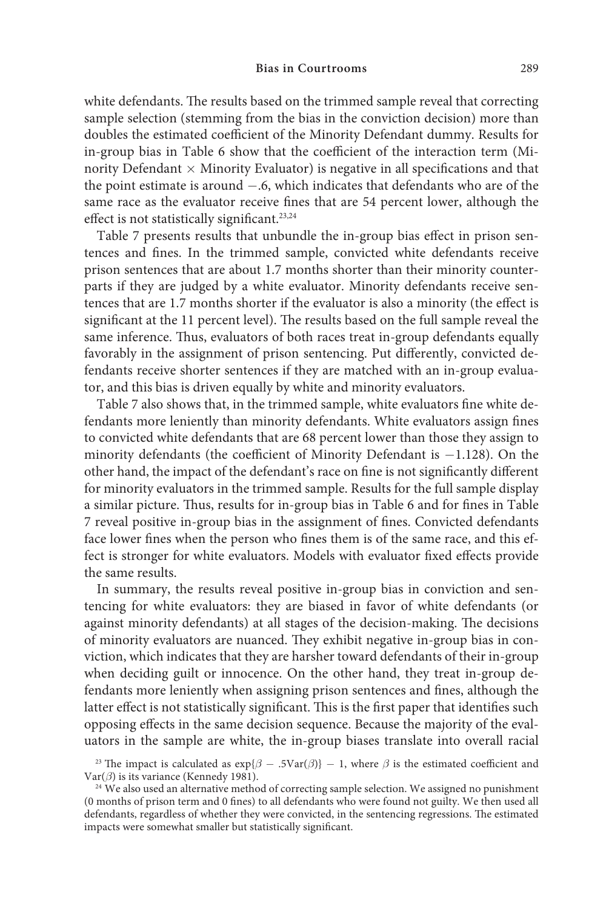white defendants. The results based on the trimmed sample reveal that correcting sample selection (stemming from the bias in the conviction decision) more than doubles the estimated coefficient of the Minority Defendant dummy. Results for in-group bias in Table 6 show that the coefficient of the interaction term (Minority Defendant × Minority Evaluator) is negative in all specifications and that the point estimate is around −.6, which indicates that defendants who are of the same race as the evaluator receive fines that are 54 percent lower, although the effect is not statistically significant.[23,24]

Table 7 presents results that unbundle the in-group bias effect in prison sentences and fines. In the trimmed sample, convicted white defendants receive prison sentences that are about 1.7 months shorter than their minority counterparts if they are judged by a white evaluator. Minority defendants receive sentences that are 1.7 months shorter if the evaluator is also a minority (the effect is significant at the 11 percent level). The results based on the full sample reveal the same inference. Thus, evaluators of both races treat in-group defendants equally favorably in the assignment of prison sentencing. Put differently, convicted defendants receive shorter sentences if they are matched with an in-group evaluator, and this bias is driven equally by white and minority evaluators.

Table 7 also shows that, in the trimmed sample, white evaluators fine white defendants more leniently than minority defendants. White evaluators assign fines to convicted white defendants that are 68 percent lower than those they assign to minority defendants (the coefficient of Minority Defendant is −1.128). On the other hand, the impact of the defendant's race on fine is not significantly different for minority evaluators in the trimmed sample. Results for the full sample display a similar picture. Thus, results for in-group bias in Table 6 and for fines in Table 7 reveal positive in-group bias in the assignment of fines. Convicted defendants face lower fines when the person who fines them is of the same race, and this effect is stronger for white evaluators. Models with evaluator fixed effects provide the same results.

In summary, the results reveal positive in-group bias in conviction and sentencing for white evaluators: they are biased in favor of white defendants (or against minority defendants) at all stages of the decision-making. The decisions of minority evaluators are nuanced. They exhibit negative in-group bias in conviction, which indicates that they are harsher toward defendants of their in-group when deciding guilt or innocence. On the other hand, they treat in-group defendants more leniently when assigning prison sentences and fines, although the latter effect is not statistically significant. This is the first paper that identifies such opposing effects in the same decision sequence. Because the majority of the evaluators in the sample are white, the in-group biases translate into overall racial

[23] The impact is calculated as $\exp\{\beta - .5\text{Var}(\beta)\} - 1$, where $\beta$ is the estimated coefficient and $\text{Var}(\beta)$ is its variance (Kennedy 1981).

[24] We also used an alternative method of correcting sample selection. We assigned no punishment (0 months of prison term and 0 fines) to all defendants who were found not guilty. We then used all defendants, regardless of whether they were convicted, in the sentencing regressions. The estimated impacts were somewhat smaller but statistically significant.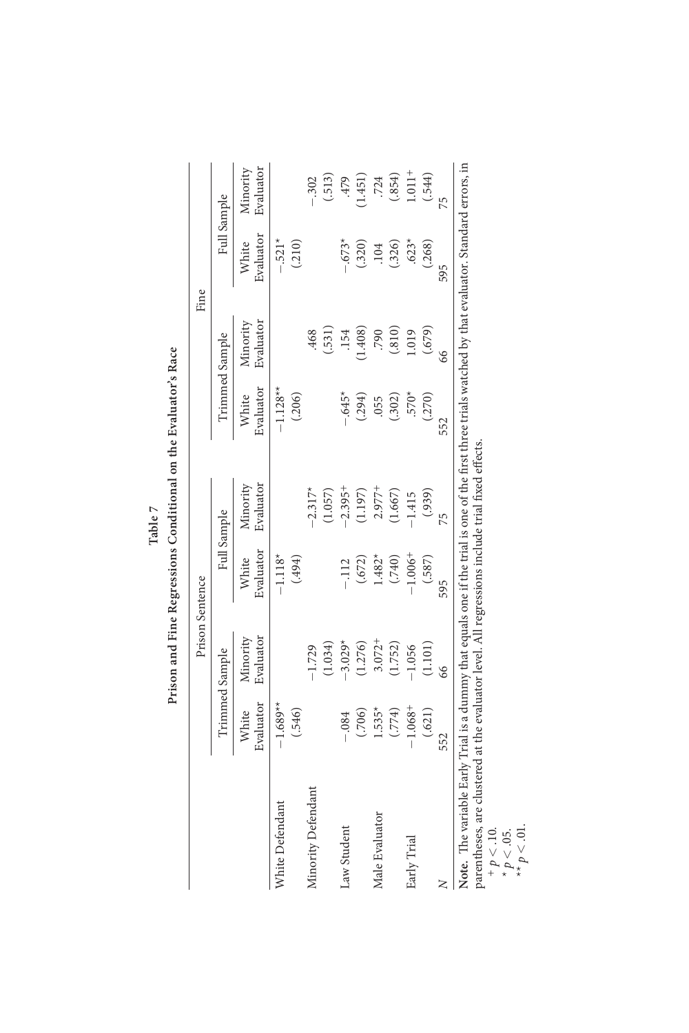**Table 7**

**Prison and Fine Regressions Conditional on the Evaluator's Race**

| | Prison Sentence | | | | Fine | | | |
|---|---|---|---|---|---|---|---|---|
| | Trimmed Sample | | Full Sample | | Trimmed Sample | | Full Sample | |
| | White Evaluator | Minority Evaluator | White Evaluator | Minority Evaluator | White Evaluator | Minority Evaluator | White Evaluator | Minority Evaluator |
| White Defendant | −1.689** | | −1.118* | | −1.128** | | −.521* | |
| | (.546) | | (.494) | | (.206) | | (.210) | |
| Minority Defendant | | −1.729 | | −2.317* | | .468 | | −.302 |
| | | (1.034) | | (1.057) | | (.531) | | (.513) |
| Law Student | −.084 | −3.029* | −.112 | −2.395+ | −.645* | .154 | −.673* | .479 |
| | (.706) | (1.276) | (.672) | (1.197) | (.294) | (1.408) | (.320) | (1.451) |
| Male Evaluator | 1.535* | 3.072+ | 1.482* | 2.977+ | .055 | .790 | .104 | .724 |
| | (.774) | (1.752) | (.740) | (1.667) | (.302) | (.810) | (.326) | (.854) |
| Early Trial | −1.068+ | −1.056 | −1.006+ | −1.415 | .570* | 1.019 | .623* | 1.011+ |
| | (.621) | (1.101) | (.587) | (.939) | (.270) | (.679) | (.268) | (.544) |
| $N$ | 552 | 66 | 595 | 75 | 552 | 66 | 595 | 75 |

**Note.** The variable Early Trial is a dummy that equals one if the trial is one of the first three trials watched by that evaluator. Standard errors, in parentheses, are clustered at the evaluator level. All regressions include trial fixed effects.

$^{+}$ $p < .10$.
$^{*}$ $p < .05$.
$^{**}$ $p < .01$.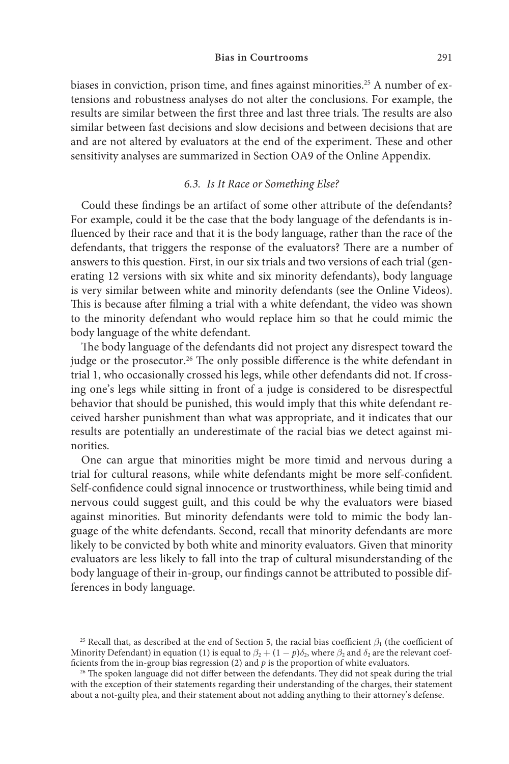biases in conviction, prison time, and fines against minorities.[25] A number of extensions and robustness analyses do not alter the conclusions. For example, the results are similar between the first three and last three trials. The results are also similar between fast decisions and slow decisions and between decisions that are and are not altered by evaluators at the end of the experiment. These and other sensitivity analyses are summarized in Section OA9 of the Online Appendix.

### *6.3. Is It Race or Something Else?*

Could these findings be an artifact of some other attribute of the defendants? For example, could it be the case that the body language of the defendants is influenced by their race and that it is the body language, rather than the race of the defendants, that triggers the response of the evaluators? There are a number of answers to this question. First, in our six trials and two versions of each trial (generating 12 versions with six white and six minority defendants), body language is very similar between white and minority defendants (see the Online Videos). This is because after filming a trial with a white defendant, the video was shown to the minority defendant who would replace him so that he could mimic the body language of the white defendant.

The body language of the defendants did not project any disrespect toward the judge or the prosecutor.[26] The only possible difference is the white defendant in trial 1, who occasionally crossed his legs, while other defendants did not. If crossing one's legs while sitting in front of a judge is considered to be disrespectful behavior that should be punished, this would imply that this white defendant received harsher punishment than what was appropriate, and it indicates that our results are potentially an underestimate of the racial bias we detect against minorities.

One can argue that minorities might be more timid and nervous during a trial for cultural reasons, while white defendants might be more self-confident. Self-confidence could signal innocence or trustworthiness, while being timid and nervous could suggest guilt, and this could be why the evaluators were biased against minorities. But minority defendants were told to mimic the body language of the white defendants. Second, recall that minority defendants are more likely to be convicted by both white and minority evaluators. Given that minority evaluators are less likely to fall into the trap of cultural misunderstanding of the body language of their in-group, our findings cannot be attributed to possible differences in body language.

---

[25] Recall that, as described at the end of Section 5, the racial bias coefficient $\beta_1$ (the coefficient of Minority Defendant) in equation (1) is equal to $\beta_2 + (1 - p)\delta_2$, where $\beta_2$ and $\delta_2$ are the relevant coefficients from the in-group bias regression (2) and $p$ is the proportion of white evaluators.

[26] The spoken language did not differ between the defendants. They did not speak during the trial with the exception of their statements regarding their understanding of the charges, their statement about a not-guilty plea, and their statement about not adding anything to their attorney's defense.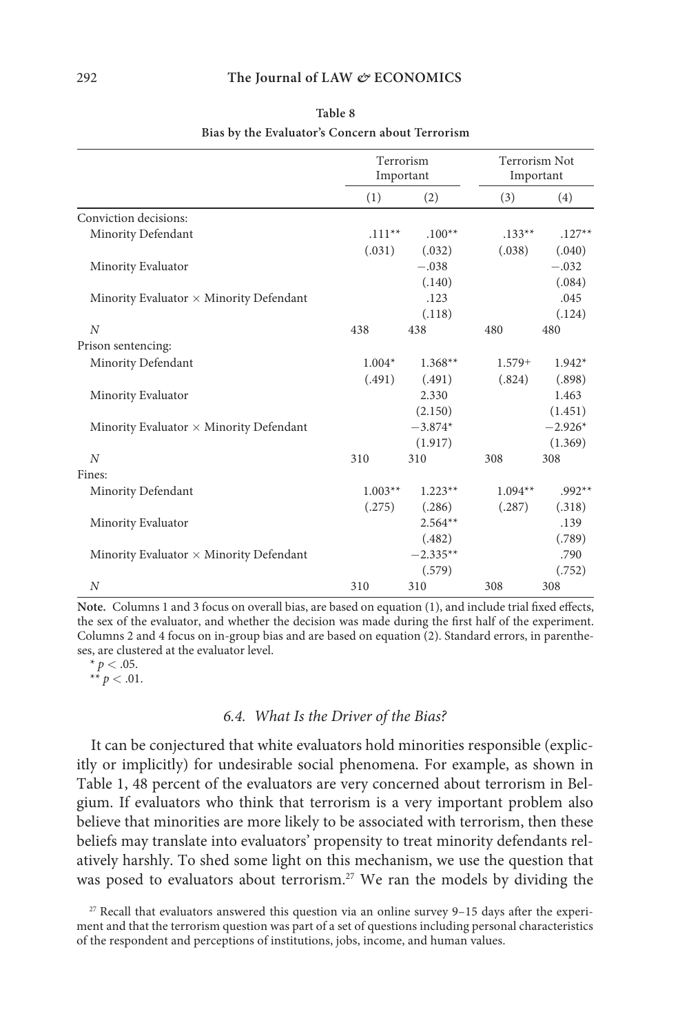**Table 8**

**Bias by the Evaluator's Concern about Terrorism**

| | Terrorism Important | | Terrorism Not Important | |
|---|---|---|---|---|
| | (1) | (2) | (3) | (4) |
| Conviction decisions: | | | | |
| Minority Defendant | .111** | .100** | .133** | .127** |
| | (.031) | (.032) | (.038) | (.040) |
| Minority Evaluator | | −.038 | | −.032 |
| | | (.140) | | (.084) |
| Minority Evaluator × Minority Defendant | | .123 | | .045 |
| | | (.118) | | (.124) |
| $N$ | 438 | 438 | 480 | 480 |
| Prison sentencing: | | | | |
| Minority Defendant | 1.004* | 1.368** | 1.579+ | 1.942* |
| | (.491) | (.491) | (.824) | (.898) |
| Minority Evaluator | | 2.330 | | 1.463 |
| | | (2.150) | | (1.451) |
| Minority Evaluator × Minority Defendant | | −3.874* | | −2.926* |
| | | (1.917) | | (1.369) |
| $N$ | 310 | 310 | 308 | 308 |
| Fines: | | | | |
| Minority Defendant | 1.003** | 1.223** | 1.094** | .992** |
| | (.275) | (.286) | (.287) | (.318) |
| Minority Evaluator | | 2.564** | | .139 |
| | | (.482) | | (.789) |
| Minority Evaluator × Minority Defendant | | −2.335** | | .790 |
| | | (.579) | | (.752) |
| $N$ | 310 | 310 | 308 | 308 |

**Note.** Columns 1 and 3 focus on overall bias, are based on equation (1), and include trial fixed effects, the sex of the evaluator, and whether the decision was made during the first half of the experiment. Columns 2 and 4 focus on in-group bias and are based on equation (2). Standard errors, in parentheses, are clustered at the evaluator level.

* $p < .05$.

** $p < .01$.

### *6.4. What Is the Driver of the Bias?*

It can be conjectured that white evaluators hold minorities responsible (explicitly or implicitly) for undesirable social phenomena. For example, as shown in Table 1, 48 percent of the evaluators are very concerned about terrorism in Belgium. If evaluators who think that terrorism is a very important problem also believe that minorities are more likely to be associated with terrorism, then these beliefs may translate into evaluators' propensity to treat minority defendants relatively harshly. To shed some light on this mechanism, we use the question that was posed to evaluators about terrorism.[27] We ran the models by dividing the

[27] Recall that evaluators answered this question via an online survey 9–15 days after the experiment and that the terrorism question was part of a set of questions including personal characteristics of the respondent and perceptions of institutions, jobs, income, and human values.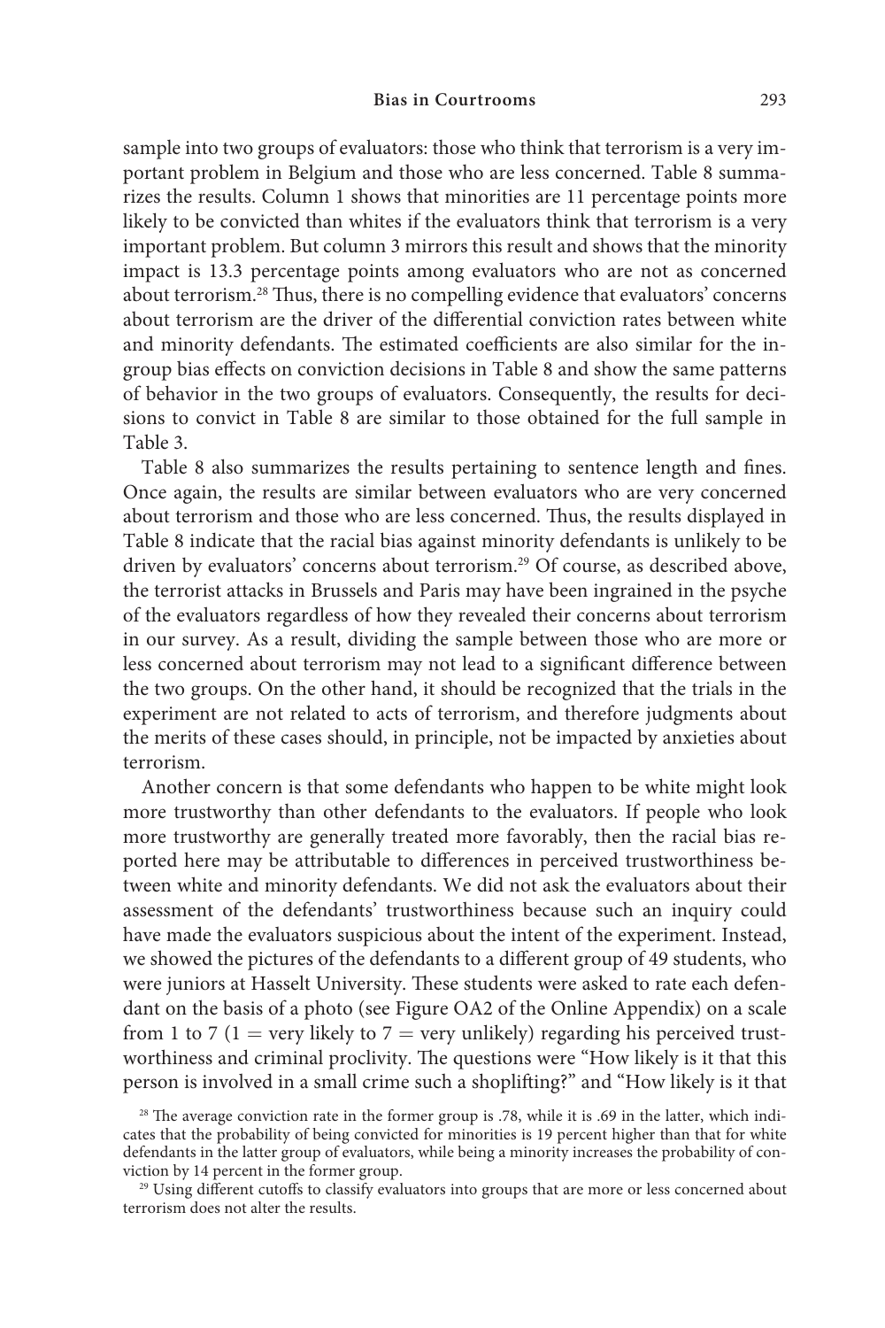sample into two groups of evaluators: those who think that terrorism is a very important problem in Belgium and those who are less concerned. Table 8 summarizes the results. Column 1 shows that minorities are 11 percentage points more likely to be convicted than whites if the evaluators think that terrorism is a very important problem. But column 3 mirrors this result and shows that the minority impact is 13.3 percentage points among evaluators who are not as concerned about terrorism.[28] Thus, there is no compelling evidence that evaluators' concerns about terrorism are the driver of the differential conviction rates between white and minority defendants. The estimated coefficients are also similar for the in-group bias effects on conviction decisions in Table 8 and show the same patterns of behavior in the two groups of evaluators. Consequently, the results for decisions to convict in Table 8 are similar to those obtained for the full sample in Table 3.

Table 8 also summarizes the results pertaining to sentence length and fines. Once again, the results are similar between evaluators who are very concerned about terrorism and those who are less concerned. Thus, the results displayed in Table 8 indicate that the racial bias against minority defendants is unlikely to be driven by evaluators' concerns about terrorism.[29] Of course, as described above, the terrorist attacks in Brussels and Paris may have been ingrained in the psyche of the evaluators regardless of how they revealed their concerns about terrorism in our survey. As a result, dividing the sample between those who are more or less concerned about terrorism may not lead to a significant difference between the two groups. On the other hand, it should be recognized that the trials in the experiment are not related to acts of terrorism, and therefore judgments about the merits of these cases should, in principle, not be impacted by anxieties about terrorism.

Another concern is that some defendants who happen to be white might look more trustworthy than other defendants to the evaluators. If people who look more trustworthy are generally treated more favorably, then the racial bias reported here may be attributable to differences in perceived trustworthiness between white and minority defendants. We did not ask the evaluators about their assessment of the defendants' trustworthiness because such an inquiry could have made the evaluators suspicious about the intent of the experiment. Instead, we showed the pictures of the defendants to a different group of 49 students, who were juniors at Hasselt University. These students were asked to rate each defendant on the basis of a photo (see Figure OA2 of the Online Appendix) on a scale from 1 to 7 (1 = very likely to 7 = very unlikely) regarding his perceived trustworthiness and criminal proclivity. The questions were "How likely is it that this person is involved in a small crime such a shoplifting?" and "How likely is it that

[28] The average conviction rate in the former group is .78, while it is .69 in the latter, which indicates that the probability of being convicted for minorities is 19 percent higher than that for white defendants in the latter group of evaluators, while being a minority increases the probability of conviction by 14 percent in the former group.

[29] Using different cutoffs to classify evaluators into groups that are more or less concerned about terrorism does not alter the results.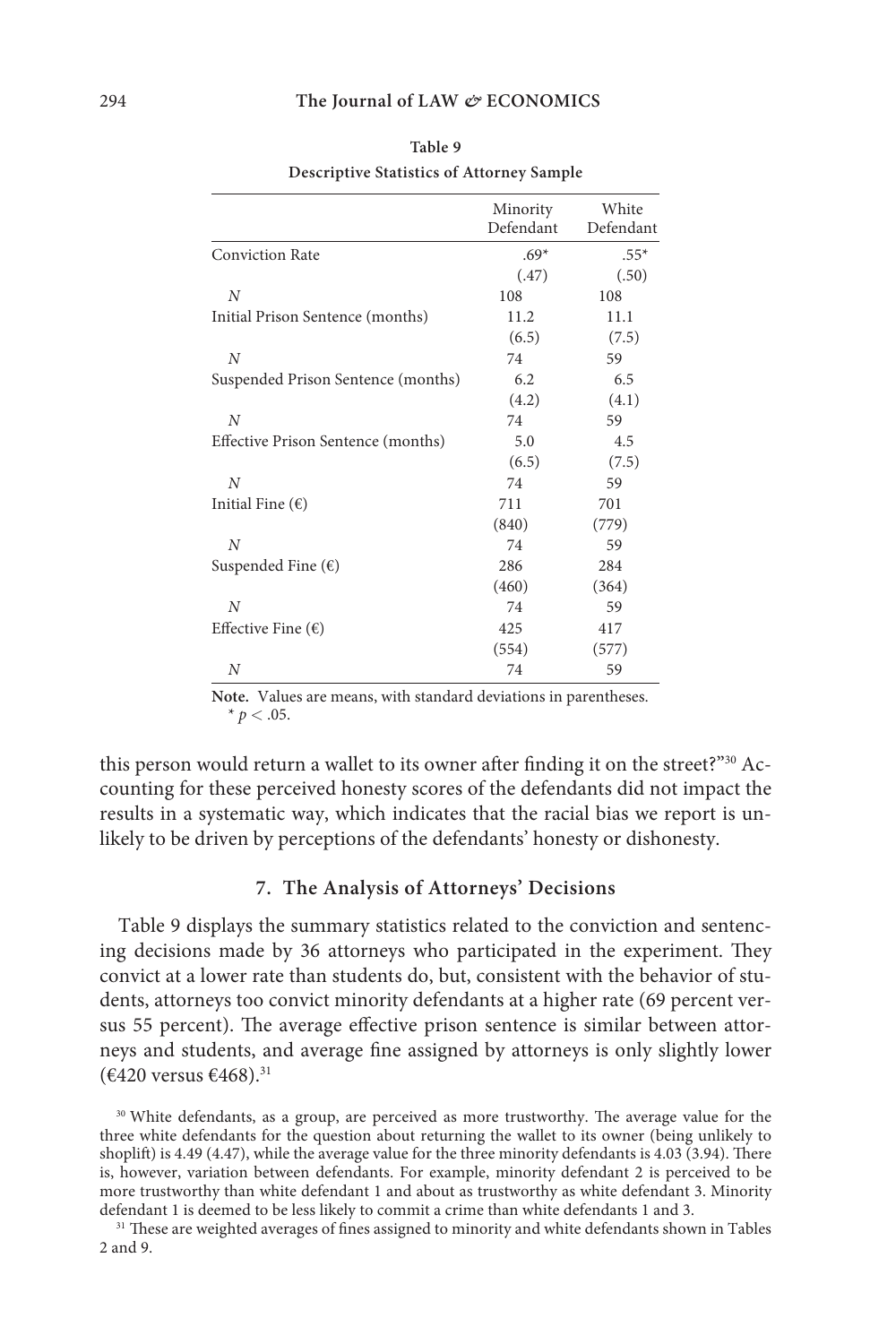Table 9

Descriptive Statistics of Attorney Sample

| | Minority Defendant | White Defendant |
|---|---|---|
| Conviction Rate | .69* | .55* |
| | (.47) | (.50) |
| *N* | 108 | 108 |
| Initial Prison Sentence (months) | 11.2 | 11.1 |
| | (6.5) | (7.5) |
| *N* | 74 | 59 |
| Suspended Prison Sentence (months) | 6.2 | 6.5 |
| | (4.2) | (4.1) |
| *N* | 74 | 59 |
| Effective Prison Sentence (months) | 5.0 | 4.5 |
| | (6.5) | (7.5) |
| *N* | 74 | 59 |
| Initial Fine (€) | 711 | 701 |
| | (840) | (779) |
| *N* | 74 | 59 |
| Suspended Fine (€) | 286 | 284 |
| | (460) | (364) |
| *N* | 74 | 59 |
| Effective Fine (€) | 425 | 417 |
| | (554) | (577) |
| *N* | 74 | 59 |

**Note.** Values are means, with standard deviations in parentheses.
* $p < .05$.

this person would return a wallet to its owner after finding it on the street?"[30] Accounting for these perceived honesty scores of the defendants did not impact the results in a systematic way, which indicates that the racial bias we report is unlikely to be driven by perceptions of the defendants' honesty or dishonesty.

## 7. The Analysis of Attorneys' Decisions

Table 9 displays the summary statistics related to the conviction and sentencing decisions made by 36 attorneys who participated in the experiment. They convict at a lower rate than students do, but, consistent with the behavior of students, attorneys too convict minority defendants at a higher rate (69 percent versus 55 percent). The average effective prison sentence is similar between attorneys and students, and average fine assigned by attorneys is only slightly lower (€420 versus €468).[31]

[30] White defendants, as a group, are perceived as more trustworthy. The average value for the three white defendants for the question about returning the wallet to its owner (being unlikely to shoplift) is 4.49 (4.47), while the average value for the three minority defendants is 4.03 (3.94). There is, however, variation between defendants. For example, minority defendant 2 is perceived to be more trustworthy than white defendant 1 and about as trustworthy as white defendant 3. Minority defendant 1 is deemed to be less likely to commit a crime than white defendants 1 and 3.

[31] These are weighted averages of fines assigned to minority and white defendants shown in Tables 2 and 9.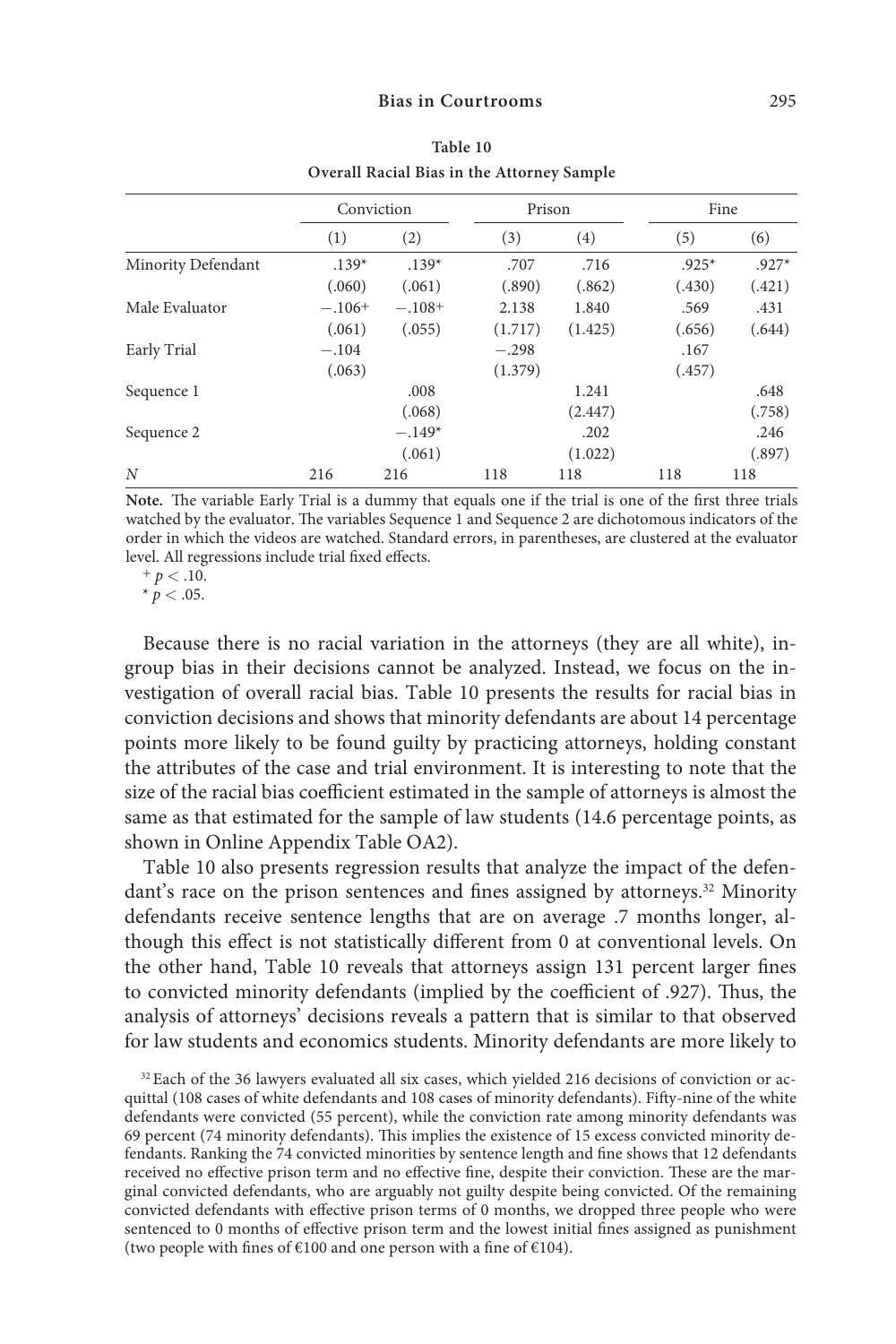**Table 10**
**Overall Racial Bias in the Attorney Sample**

| | Conviction | | Prison | | Fine | |
|---|---|---|---|---|---|---|
| | (1) | (2) | (3) | (4) | (5) | (6) |
| Minority Defendant | .139* | .139* | .707 | .716 | .925* | .927* |
| | (.060) | (.061) | (.890) | (.862) | (.430) | (.421) |
| Male Evaluator | −.106+ | −.108+ | 2.138 | 1.840 | .569 | .431 |
| | (.061) | (.055) | (1.717) | (1.425) | (.656) | (.644) |
| Early Trial | −.104 | | −.298 | | .167 | |
| | (.063) | | (1.379) | | (.457) | |
| Sequence 1 | | .008 | | 1.241 | | .648 |
| | | (.068) | | (2.447) | | (.758) |
| Sequence 2 | | −.149* | | .202 | | .246 |
| | | (.061) | | (1.022) | | (.897) |
| *N* | 216 | 216 | 118 | 118 | 118 | 118 |

**Note.** The variable Early Trial is a dummy that equals one if the trial is one of the first three trials watched by the evaluator. The variables Sequence 1 and Sequence 2 are dichotomous indicators of the order in which the videos are watched. Standard errors, in parentheses, are clustered at the evaluator level. All regressions include trial fixed effects.

$^{+}$ $p < .10$.

$^{*}$ $p < .05$.

Because there is no racial variation in the attorneys (they are all white), in-group bias in their decisions cannot be analyzed. Instead, we focus on the investigation of overall racial bias. Table 10 presents the results for racial bias in conviction decisions and shows that minority defendants are about 14 percentage points more likely to be found guilty by practicing attorneys, holding constant the attributes of the case and trial environment. It is interesting to note that the size of the racial bias coefficient estimated in the sample of attorneys is almost the same as that estimated for the sample of law students (14.6 percentage points, as shown in Online Appendix Table OA2).

Table 10 also presents regression results that analyze the impact of the defendant's race on the prison sentences and fines assigned by attorneys.[32] Minority defendants receive sentence lengths that are on average .7 months longer, although this effect is not statistically different from 0 at conventional levels. On the other hand, Table 10 reveals that attorneys assign 131 percent larger fines to convicted minority defendants (implied by the coefficient of .927). Thus, the analysis of attorneys' decisions reveals a pattern that is similar to that observed for law students and economics students. Minority defendants are more likely to

[32] Each of the 36 lawyers evaluated all six cases, which yielded 216 decisions of conviction or acquittal (108 cases of white defendants and 108 cases of minority defendants). Fifty-nine of the white defendants were convicted (55 percent), while the conviction rate among minority defendants was 69 percent (74 minority defendants). This implies the existence of 15 excess convicted minority defendants. Ranking the 74 convicted minorities by sentence length and fine shows that 12 defendants received no effective prison term and no effective fine, despite their conviction. These are the marginal convicted defendants, who are arguably not guilty despite being convicted. Of the remaining convicted defendants with effective prison terms of 0 months, we dropped three people who were sentenced to 0 months of effective prison term and the lowest initial fines assigned as punishment (two people with fines of €100 and one person with a fine of €104).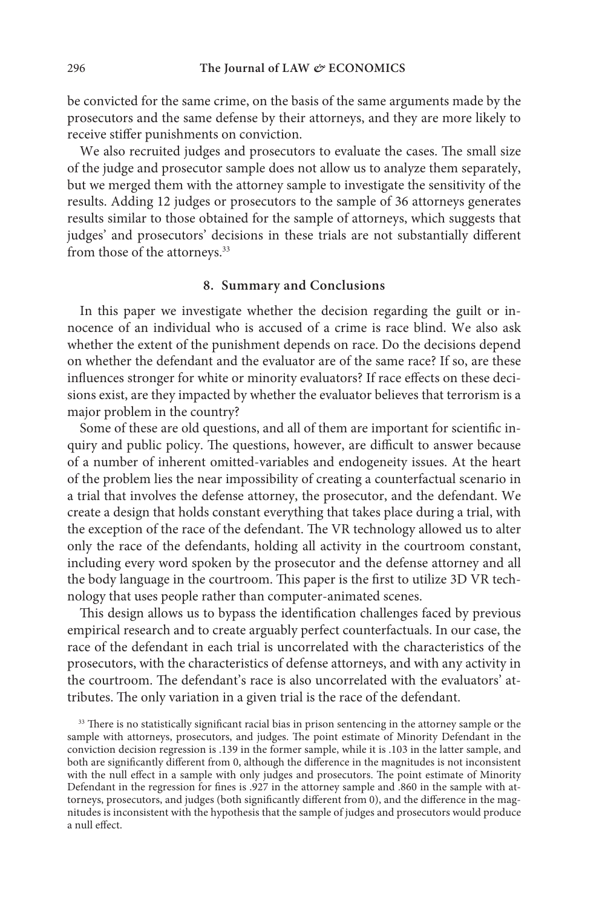be convicted for the same crime, on the basis of the same arguments made by the prosecutors and the same defense by their attorneys, and they are more likely to receive stiffer punishments on conviction.

We also recruited judges and prosecutors to evaluate the cases. The small size of the judge and prosecutor sample does not allow us to analyze them separately, but we merged them with the attorney sample to investigate the sensitivity of the results. Adding 12 judges or prosecutors to the sample of 36 attorneys generates results similar to those obtained for the sample of attorneys, which suggests that judges' and prosecutors' decisions in these trials are not substantially different from those of the attorneys.[33]

## 8. Summary and Conclusions

In this paper we investigate whether the decision regarding the guilt or innocence of an individual who is accused of a crime is race blind. We also ask whether the extent of the punishment depends on race. Do the decisions depend on whether the defendant and the evaluator are of the same race? If so, are these influences stronger for white or minority evaluators? If race effects on these decisions exist, are they impacted by whether the evaluator believes that terrorism is a major problem in the country?

Some of these are old questions, and all of them are important for scientific inquiry and public policy. The questions, however, are difficult to answer because of a number of inherent omitted-variables and endogeneity issues. At the heart of the problem lies the near impossibility of creating a counterfactual scenario in a trial that involves the defense attorney, the prosecutor, and the defendant. We create a design that holds constant everything that takes place during a trial, with the exception of the race of the defendant. The VR technology allowed us to alter only the race of the defendants, holding all activity in the courtroom constant, including every word spoken by the prosecutor and the defense attorney and all the body language in the courtroom. This paper is the first to utilize 3D VR technology that uses people rather than computer-animated scenes.

This design allows us to bypass the identification challenges faced by previous empirical research and to create arguably perfect counterfactuals. In our case, the race of the defendant in each trial is uncorrelated with the characteristics of the prosecutors, with the characteristics of defense attorneys, and with any activity in the courtroom. The defendant's race is also uncorrelated with the evaluators' attributes. The only variation in a given trial is the race of the defendant.

[33] There is no statistically significant racial bias in prison sentencing in the attorney sample or the sample with attorneys, prosecutors, and judges. The point estimate of Minority Defendant in the conviction decision regression is .139 in the former sample, while it is .103 in the latter sample, and both are significantly different from 0, although the difference in the magnitudes is not inconsistent with the null effect in a sample with only judges and prosecutors. The point estimate of Minority Defendant in the regression for fines is .927 in the attorney sample and .860 in the sample with attorneys, prosecutors, and judges (both significantly different from 0), and the difference in the magnitudes is inconsistent with the hypothesis that the sample of judges and prosecutors would produce a null effect.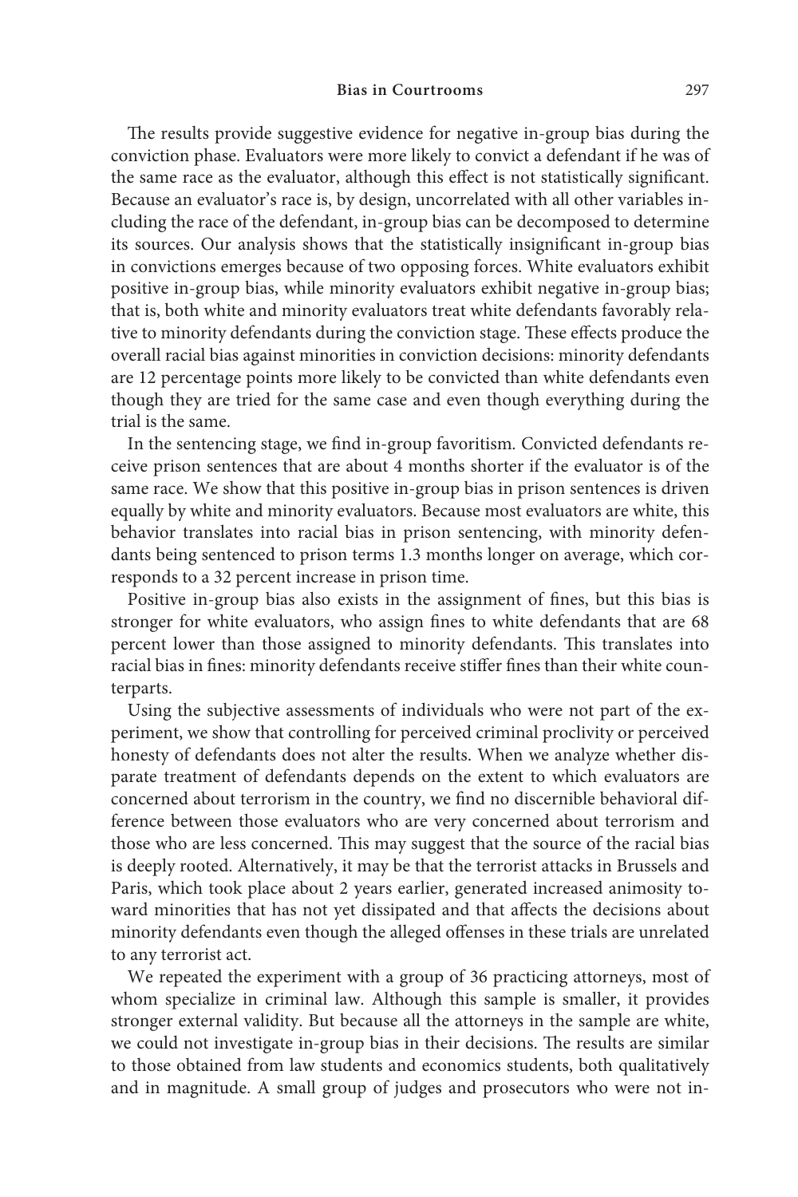The results provide suggestive evidence for negative in-group bias during the conviction phase. Evaluators were more likely to convict a defendant if he was of the same race as the evaluator, although this effect is not statistically significant. Because an evaluator's race is, by design, uncorrelated with all other variables including the race of the defendant, in-group bias can be decomposed to determine its sources. Our analysis shows that the statistically insignificant in-group bias in convictions emerges because of two opposing forces. White evaluators exhibit positive in-group bias, while minority evaluators exhibit negative in-group bias; that is, both white and minority evaluators treat white defendants favorably relative to minority defendants during the conviction stage. These effects produce the overall racial bias against minorities in conviction decisions: minority defendants are 12 percentage points more likely to be convicted than white defendants even though they are tried for the same case and even though everything during the trial is the same.

In the sentencing stage, we find in-group favoritism. Convicted defendants receive prison sentences that are about 4 months shorter if the evaluator is of the same race. We show that this positive in-group bias in prison sentences is driven equally by white and minority evaluators. Because most evaluators are white, this behavior translates into racial bias in prison sentencing, with minority defendants being sentenced to prison terms 1.3 months longer on average, which corresponds to a 32 percent increase in prison time.

Positive in-group bias also exists in the assignment of fines, but this bias is stronger for white evaluators, who assign fines to white defendants that are 68 percent lower than those assigned to minority defendants. This translates into racial bias in fines: minority defendants receive stiffer fines than their white counterparts.

Using the subjective assessments of individuals who were not part of the experiment, we show that controlling for perceived criminal proclivity or perceived honesty of defendants does not alter the results. When we analyze whether disparate treatment of defendants depends on the extent to which evaluators are concerned about terrorism in the country, we find no discernible behavioral difference between those evaluators who are very concerned about terrorism and those who are less concerned. This may suggest that the source of the racial bias is deeply rooted. Alternatively, it may be that the terrorist attacks in Brussels and Paris, which took place about 2 years earlier, generated increased animosity toward minorities that has not yet dissipated and that affects the decisions about minority defendants even though the alleged offenses in these trials are unrelated to any terrorist act.

We repeated the experiment with a group of 36 practicing attorneys, most of whom specialize in criminal law. Although this sample is smaller, it provides stronger external validity. But because all the attorneys in the sample are white, we could not investigate in-group bias in their decisions. The results are similar to those obtained from law students and economics students, both qualitatively and in magnitude. A small group of judges and prosecutors who were not in-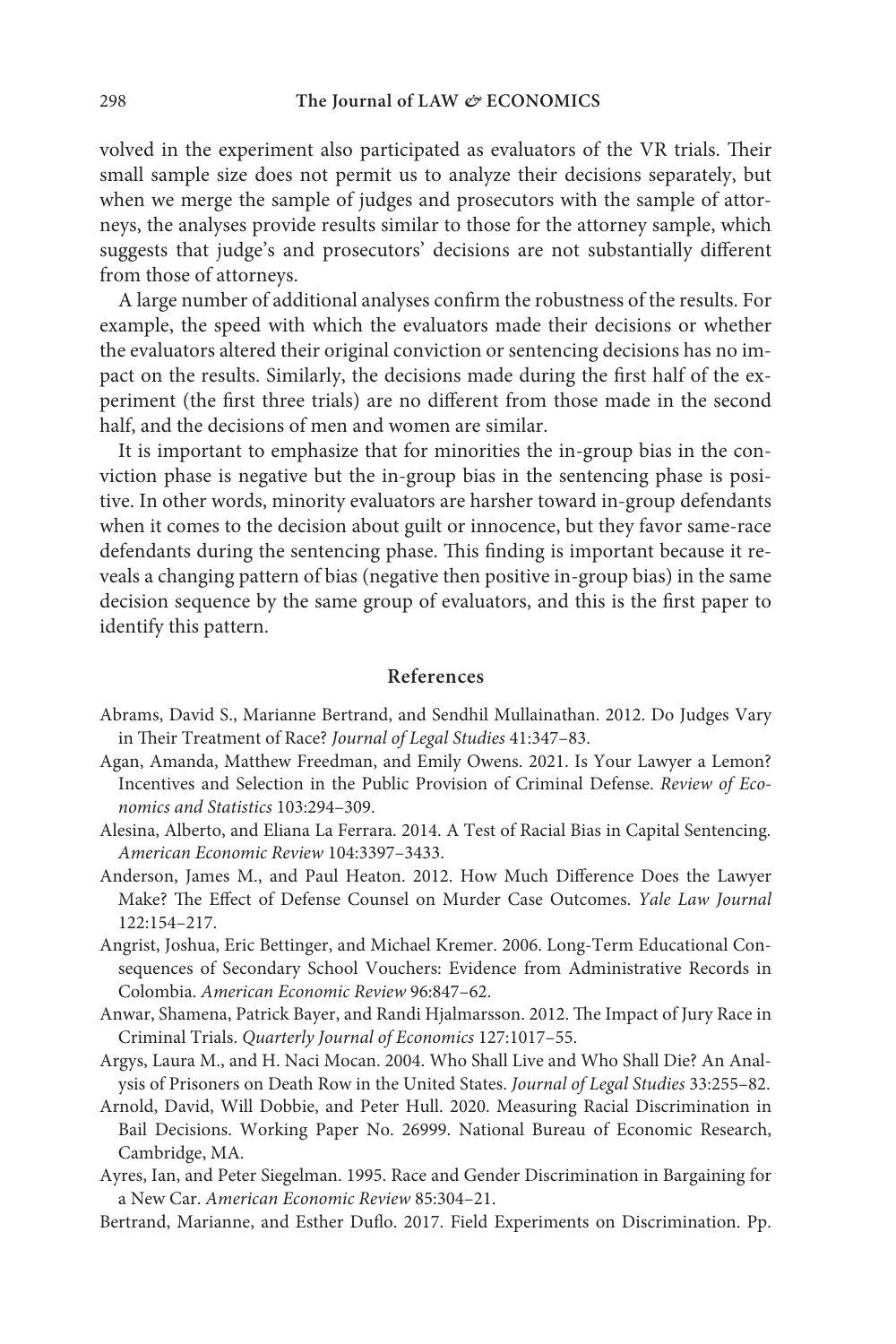volved in the experiment also participated as evaluators of the VR trials. Their small sample size does not permit us to analyze their decisions separately, but when we merge the sample of judges and prosecutors with the sample of attorneys, the analyses provide results similar to those for the attorney sample, which suggests that judge's and prosecutors' decisions are not substantially different from those of attorneys.

A large number of additional analyses confirm the robustness of the results. For example, the speed with which the evaluators made their decisions or whether the evaluators altered their original conviction or sentencing decisions has no impact on the results. Similarly, the decisions made during the first half of the experiment (the first three trials) are no different from those made in the second half, and the decisions of men and women are similar.

It is important to emphasize that for minorities the in-group bias in the conviction phase is negative but the in-group bias in the sentencing phase is positive. In other words, minority evaluators are harsher toward in-group defendants when it comes to the decision about guilt or innocence, but they favor same-race defendants during the sentencing phase. This finding is important because it reveals a changing pattern of bias (negative then positive in-group bias) in the same decision sequence by the same group of evaluators, and this is the first paper to identify this pattern.

## References

Abrams, David S., Marianne Bertrand, and Sendhil Mullainathan. 2012. Do Judges Vary in Their Treatment of Race? *Journal of Legal Studies* 41:347–83.

Agan, Amanda, Matthew Freedman, and Emily Owens. 2021. Is Your Lawyer a Lemon? Incentives and Selection in the Public Provision of Criminal Defense. *Review of Economics and Statistics* 103:294–309.

Alesina, Alberto, and Eliana La Ferrara. 2014. A Test of Racial Bias in Capital Sentencing. *American Economic Review* 104:3397–3433.

Anderson, James M., and Paul Heaton. 2012. How Much Difference Does the Lawyer Make? The Effect of Defense Counsel on Murder Case Outcomes. *Yale Law Journal* 122:154–217.

Angrist, Joshua, Eric Bettinger, and Michael Kremer. 2006. Long-Term Educational Consequences of Secondary School Vouchers: Evidence from Administrative Records in Colombia. *American Economic Review* 96:847–62.

Anwar, Shamena, Patrick Bayer, and Randi Hjalmarsson. 2012. The Impact of Jury Race in Criminal Trials. *Quarterly Journal of Economics* 127:1017–55.

Argys, Laura M., and H. Naci Mocan. 2004. Who Shall Live and Who Shall Die? An Analysis of Prisoners on Death Row in the United States. *Journal of Legal Studies* 33:255–82.

Arnold, David, Will Dobbie, and Peter Hull. 2020. Measuring Racial Discrimination in Bail Decisions. Working Paper No. 26999. National Bureau of Economic Research, Cambridge, MA.

Ayres, Ian, and Peter Siegelman. 1995. Race and Gender Discrimination in Bargaining for a New Car. *American Economic Review* 85:304–21.

Bertrand, Marianne, and Esther Duflo. 2017. Field Experiments on Discrimination. Pp.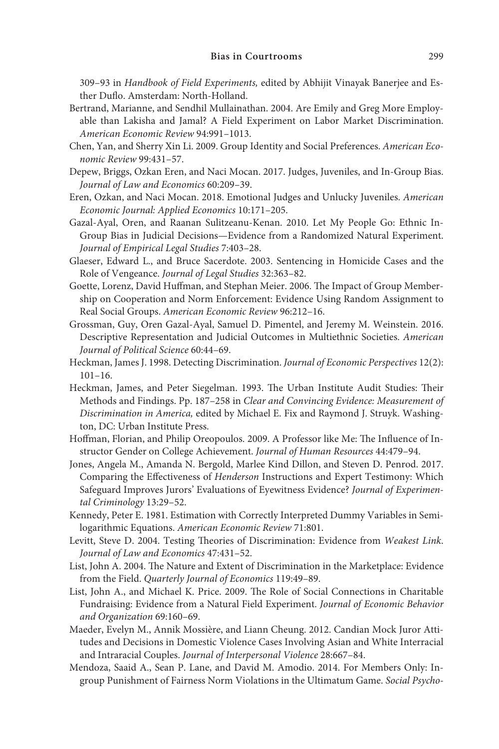309–93 in *Handbook of Field Experiments,* edited by Abhijit Vinayak Banerjee and Esther Duflo. Amsterdam: North-Holland.

Bertrand, Marianne, and Sendhil Mullainathan. 2004. Are Emily and Greg More Employable than Lakisha and Jamal? A Field Experiment on Labor Market Discrimination. *American Economic Review* 94:991–1013.

Chen, Yan, and Sherry Xin Li. 2009. Group Identity and Social Preferences. *American Economic Review* 99:431–57.

Depew, Briggs, Ozkan Eren, and Naci Mocan. 2017. Judges, Juveniles, and In-Group Bias. *Journal of Law and Economics* 60:209–39.

Eren, Ozkan, and Naci Mocan. 2018. Emotional Judges and Unlucky Juveniles. *American Economic Journal: Applied Economics* 10:171–205.

Gazal-Ayal, Oren, and Raanan Sulitzeanu-Kenan. 2010. Let My People Go: Ethnic In-Group Bias in Judicial Decisions—Evidence from a Randomized Natural Experiment. *Journal of Empirical Legal Studies* 7:403–28.

Glaeser, Edward L., and Bruce Sacerdote. 2003. Sentencing in Homicide Cases and the Role of Vengeance. *Journal of Legal Studies* 32:363–82.

Goette, Lorenz, David Huffman, and Stephan Meier. 2006. The Impact of Group Membership on Cooperation and Norm Enforcement: Evidence Using Random Assignment to Real Social Groups. *American Economic Review* 96:212–16.

Grossman, Guy, Oren Gazal-Ayal, Samuel D. Pimentel, and Jeremy M. Weinstein. 2016. Descriptive Representation and Judicial Outcomes in Multiethnic Societies. *American Journal of Political Science* 60:44–69.

Heckman, James J. 1998. Detecting Discrimination. *Journal of Economic Perspectives* 12(2): 101–16.

Heckman, James, and Peter Siegelman. 1993. The Urban Institute Audit Studies: Their Methods and Findings. Pp. 187–258 in *Clear and Convincing Evidence: Measurement of Discrimination in America,* edited by Michael E. Fix and Raymond J. Struyk. Washington, DC: Urban Institute Press.

Hoffman, Florian, and Philip Oreopoulos. 2009. A Professor like Me: The Influence of Instructor Gender on College Achievement. *Journal of Human Resources* 44:479–94.

Jones, Angela M., Amanda N. Bergold, Marlee Kind Dillon, and Steven D. Penrod. 2017. Comparing the Effectiveness of *Henderson* Instructions and Expert Testimony: Which Safeguard Improves Jurors' Evaluations of Eyewitness Evidence? *Journal of Experimental Criminology* 13:29–52.

Kennedy, Peter E. 1981. Estimation with Correctly Interpreted Dummy Variables in Semilogarithmic Equations. *American Economic Review* 71:801.

Levitt, Steve D. 2004. Testing Theories of Discrimination: Evidence from *Weakest Link*. *Journal of Law and Economics* 47:431–52.

List, John A. 2004. The Nature and Extent of Discrimination in the Marketplace: Evidence from the Field. *Quarterly Journal of Economics* 119:49–89.

List, John A., and Michael K. Price. 2009. The Role of Social Connections in Charitable Fundraising: Evidence from a Natural Field Experiment. *Journal of Economic Behavior and Organization* 69:160–69.

Maeder, Evelyn M., Annik Mossière, and Liann Cheung. 2012. Candian Mock Juror Attitudes and Decisions in Domestic Violence Cases Involving Asian and White Interracial and Intraracial Couples. *Journal of Interpersonal Violence* 28:667–84.

Mendoza, Saaid A., Sean P. Lane, and David M. Amodio. 2014. For Members Only: Ingroup Punishment of Fairness Norm Violations in the Ultimatum Game. *Social Psycho-*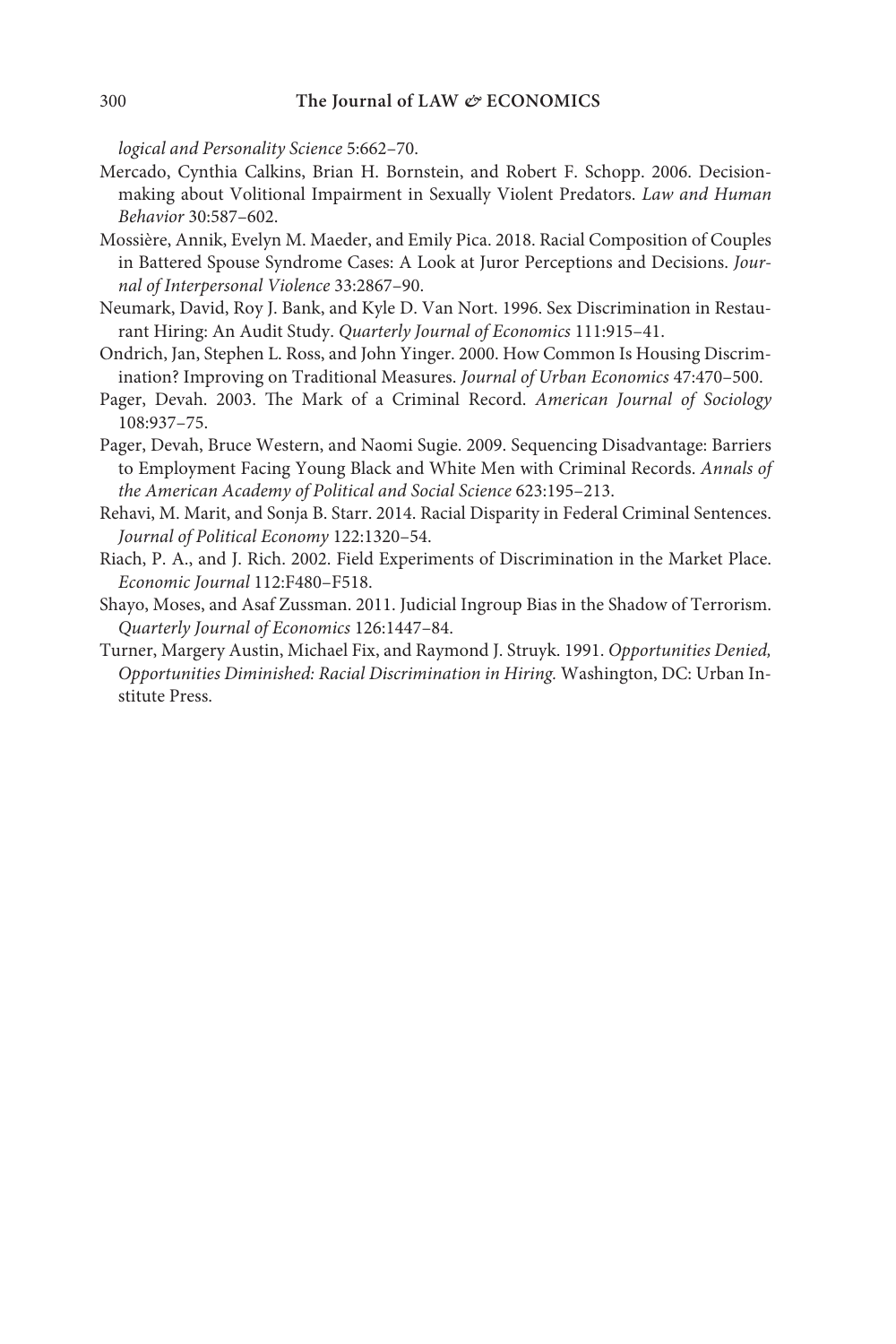*logical and Personality Science* 5:662–70.

Mercado, Cynthia Calkins, Brian H. Bornstein, and Robert F. Schopp. 2006. Decision-making about Volitional Impairment in Sexually Violent Predators. *Law and Human Behavior* 30:587–602.

Mossière, Annik, Evelyn M. Maeder, and Emily Pica. 2018. Racial Composition of Couples in Battered Spouse Syndrome Cases: A Look at Juror Perceptions and Decisions. *Journal of Interpersonal Violence* 33:2867–90.

Neumark, David, Roy J. Bank, and Kyle D. Van Nort. 1996. Sex Discrimination in Restaurant Hiring: An Audit Study. *Quarterly Journal of Economics* 111:915–41.

Ondrich, Jan, Stephen L. Ross, and John Yinger. 2000. How Common Is Housing Discrimination? Improving on Traditional Measures. *Journal of Urban Economics* 47:470–500.

Pager, Devah. 2003. The Mark of a Criminal Record. *American Journal of Sociology* 108:937–75.

Pager, Devah, Bruce Western, and Naomi Sugie. 2009. Sequencing Disadvantage: Barriers to Employment Facing Young Black and White Men with Criminal Records. *Annals of the American Academy of Political and Social Science* 623:195–213.

Rehavi, M. Marit, and Sonja B. Starr. 2014. Racial Disparity in Federal Criminal Sentences. *Journal of Political Economy* 122:1320–54.

Riach, P. A., and J. Rich. 2002. Field Experiments of Discrimination in the Market Place. *Economic Journal* 112:F480–F518.

Shayo, Moses, and Asaf Zussman. 2011. Judicial Ingroup Bias in the Shadow of Terrorism. *Quarterly Journal of Economics* 126:1447–84.

Turner, Margery Austin, Michael Fix, and Raymond J. Struyk. 1991. *Opportunities Denied, Opportunities Diminished: Racial Discrimination in Hiring.* Washington, DC: Urban Institute Press.